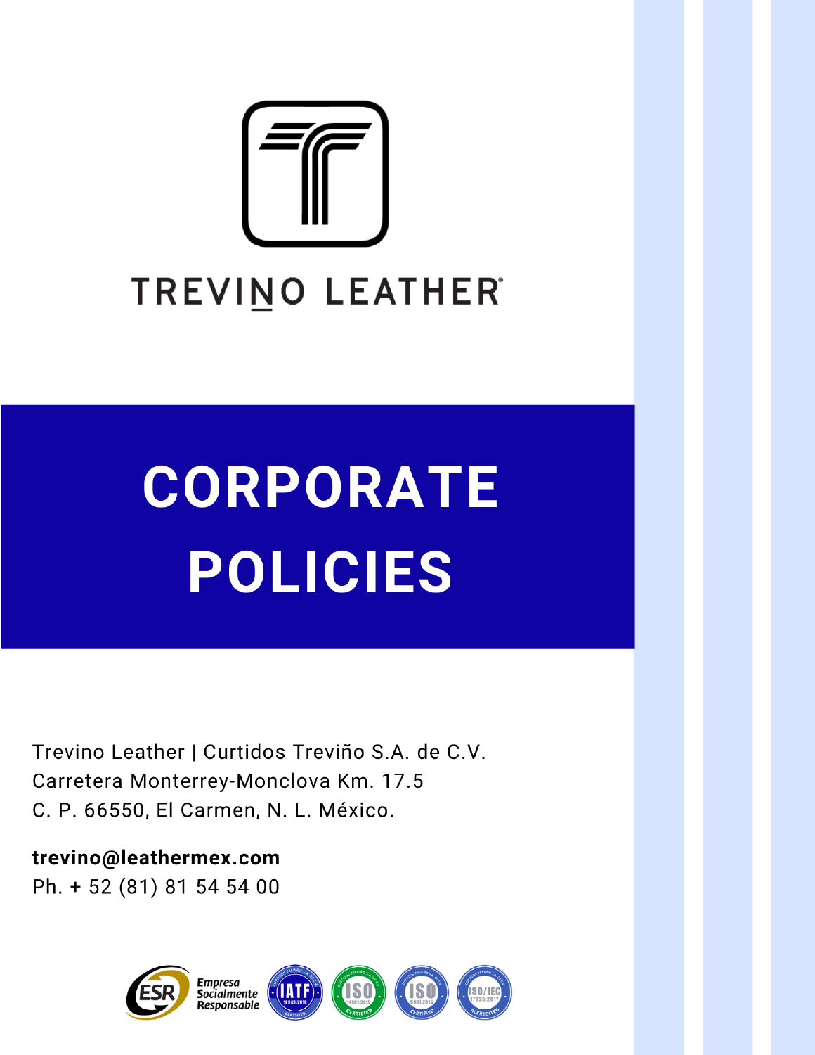TREVINO LEATHER®

# CORPORATE POLICIES

Trevino Leather | Curtidos Treviño S.A. de C.V.
Carretera Monterrey-Monclova Km. 17.5
C. P. 66550, El Carmen, N. L. México.

**trevino@leathermex.com**
Ph. + 52 (81) 81 54 54 00

ESR Empresa Socialmente Responsable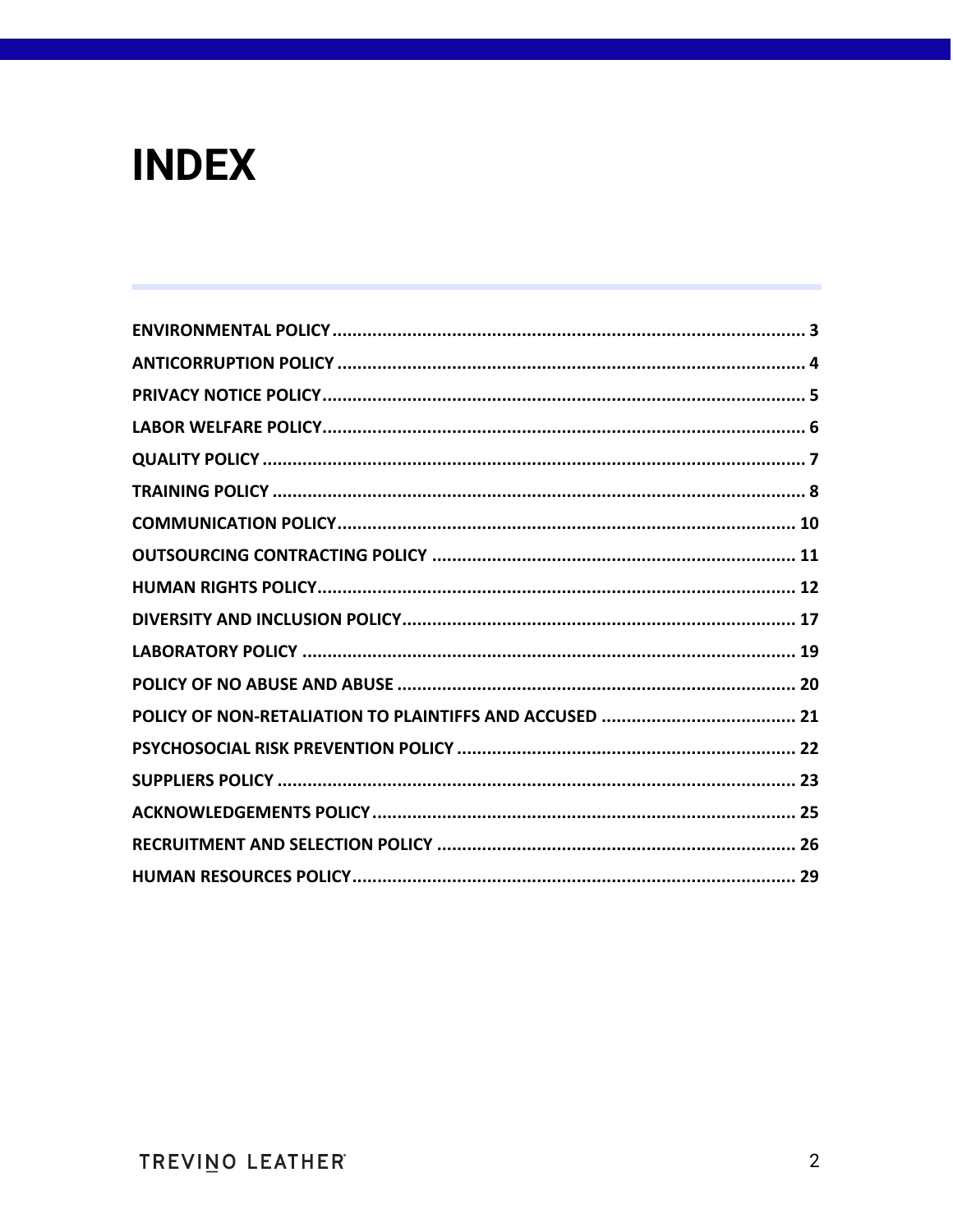# INDEX

| | |
|---|---|
| **ENVIRONMENTAL POLICY** | **3** |
| **ANTICORRUPTION POLICY** | **4** |
| **PRIVACY NOTICE POLICY** | **5** |
| **LABOR WELFARE POLICY** | **6** |
| **QUALITY POLICY** | **7** |
| **TRAINING POLICY** | **8** |
| **COMMUNICATION POLICY** | **10** |
| **OUTSOURCING CONTRACTING POLICY** | **11** |
| **HUMAN RIGHTS POLICY** | **12** |
| **DIVERSITY AND INCLUSION POLICY** | **17** |
| **LABORATORY POLICY** | **19** |
| **POLICY OF NO ABUSE AND ABUSE** | **20** |
| **POLICY OF NON-RETALIATION TO PLAINTIFFS AND ACCUSED** | **21** |
| **PSYCHOSOCIAL RISK PREVENTION POLICY** | **22** |
| **SUPPLIERS POLICY** | **23** |
| **ACKNOWLEDGEMENTS POLICY** | **25** |
| **RECRUITMENT AND SELECTION POLICY** | **26** |
| **HUMAN RESOURCES POLICY** | **29** |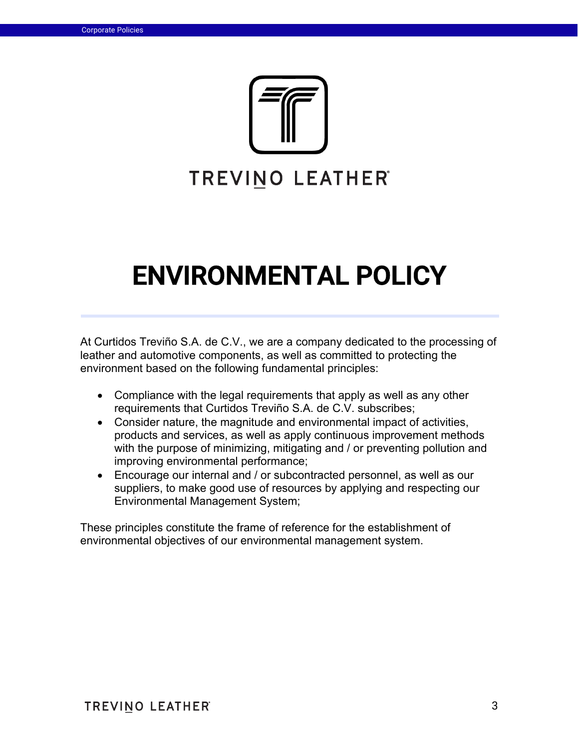# ENVIRONMENTAL POLICY

At Curtidos Treviño S.A. de C.V., we are a company dedicated to the processing of leather and automotive components, as well as committed to protecting the environment based on the following fundamental principles:

- Compliance with the legal requirements that apply as well as any other requirements that Curtidos Treviño S.A. de C.V. subscribes;
- Consider nature, the magnitude and environmental impact of activities, products and services, as well as apply continuous improvement methods with the purpose of minimizing, mitigating and / or preventing pollution and improving environmental performance;
- Encourage our internal and / or subcontracted personnel, as well as our suppliers, to make good use of resources by applying and respecting our Environmental Management System;

These principles constitute the frame of reference for the establishment of environmental objectives of our environmental management system.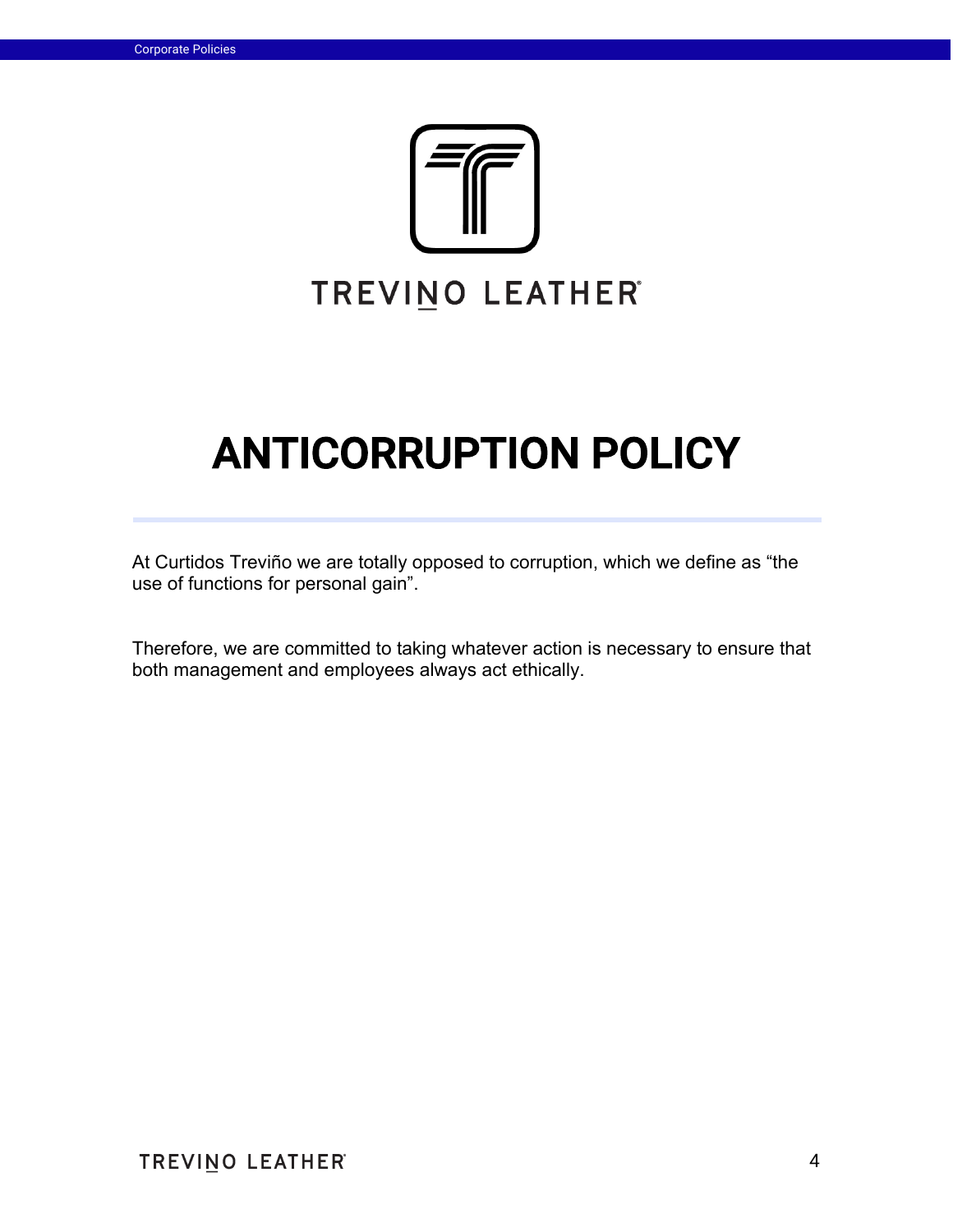TREVINO LEATHER®

# ANTICORRUPTION POLICY

At Curtidos Treviño we are totally opposed to corruption, which we define as “the use of functions for personal gain”.

Therefore, we are committed to taking whatever action is necessary to ensure that both management and employees always act ethically.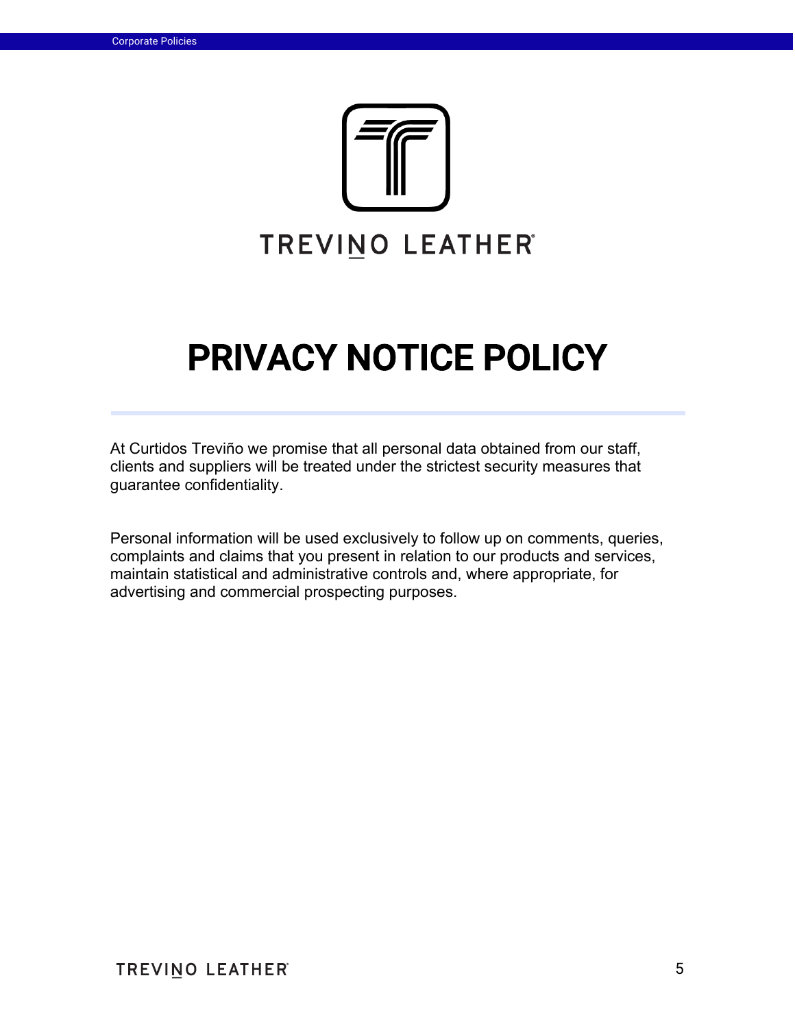# PRIVACY NOTICE POLICY

At Curtidos Treviño we promise that all personal data obtained from our staff, clients and suppliers will be treated under the strictest security measures that guarantee confidentiality.

Personal information will be used exclusively to follow up on comments, queries, complaints and claims that you present in relation to our products and services, maintain statistical and administrative controls and, where appropriate, for advertising and commercial prospecting purposes.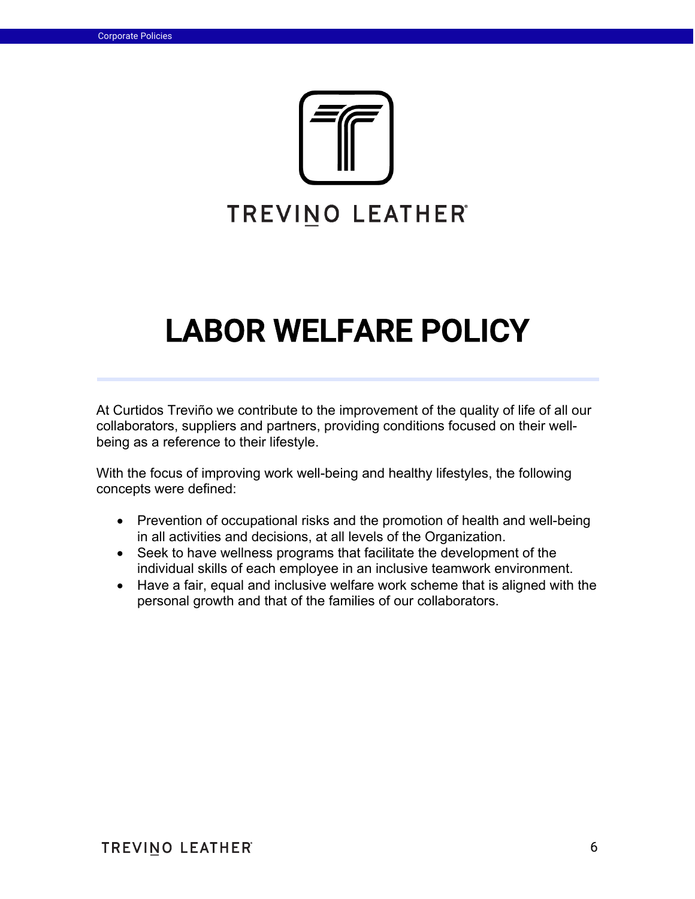# LABOR WELFARE POLICY

At Curtidos Treviño we contribute to the improvement of the quality of life of all our collaborators, suppliers and partners, providing conditions focused on their well-being as a reference to their lifestyle.

With the focus of improving work well-being and healthy lifestyles, the following concepts were defined:

- Prevention of occupational risks and the promotion of health and well-being in all activities and decisions, at all levels of the Organization.
- Seek to have wellness programs that facilitate the development of the individual skills of each employee in an inclusive teamwork environment.
- Have a fair, equal and inclusive welfare work scheme that is aligned with the personal growth and that of the families of our collaborators.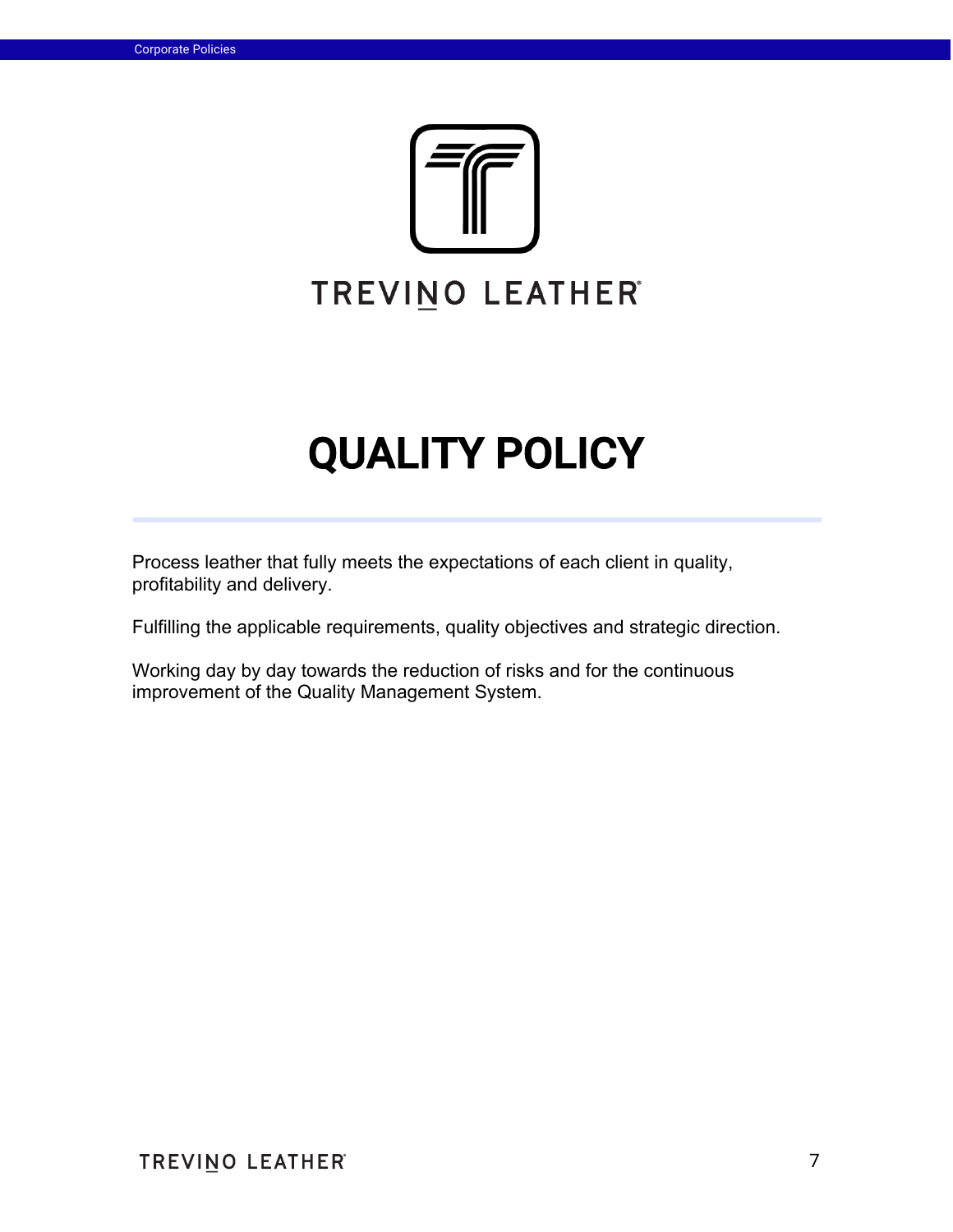TREVINO LEATHER®

# QUALITY POLICY

Process leather that fully meets the expectations of each client in quality, profitability and delivery.

Fulfilling the applicable requirements, quality objectives and strategic direction.

Working day by day towards the reduction of risks and for the continuous improvement of the Quality Management System.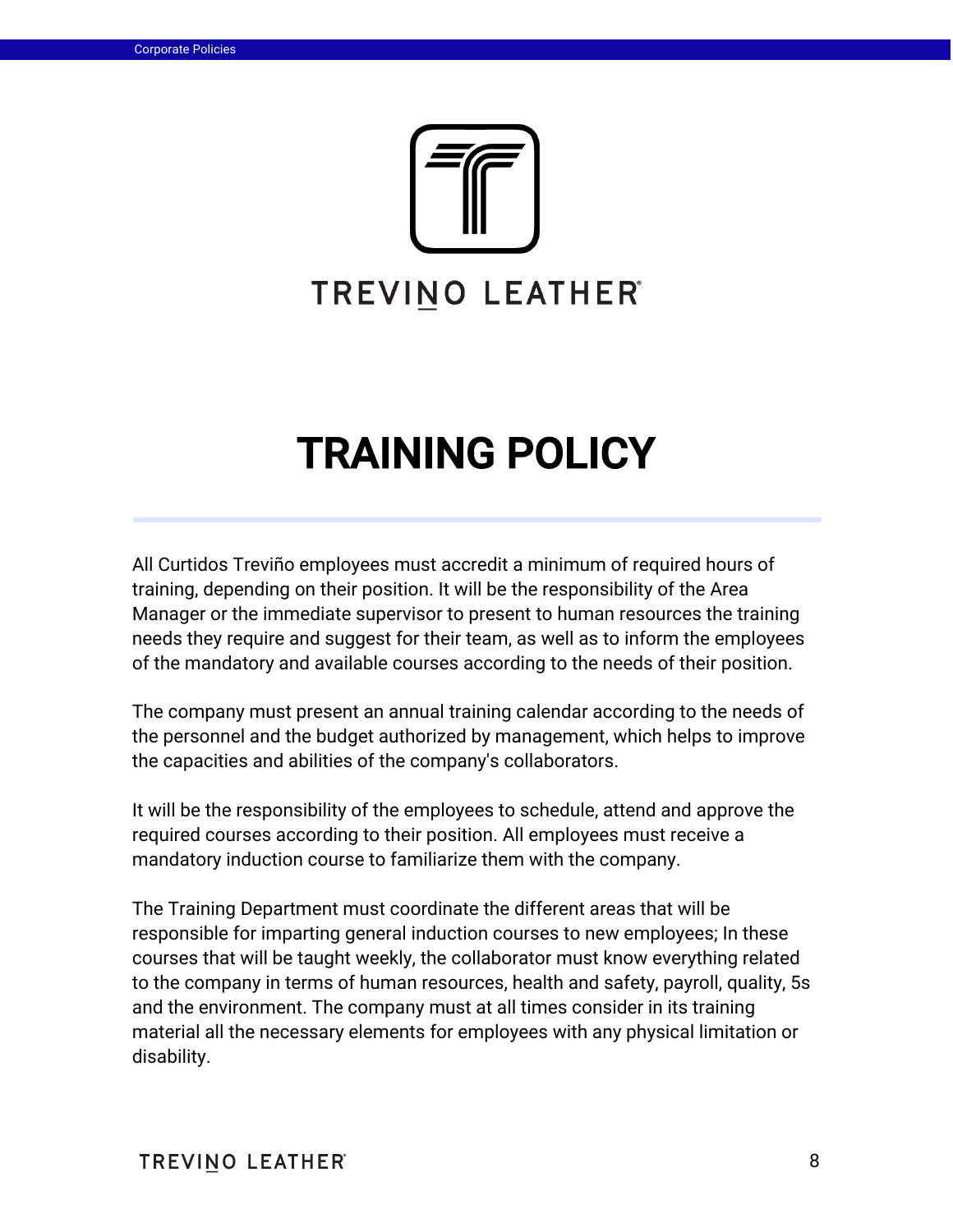TREVINO LEATHER

# TRAINING POLICY

All Curtidos Treviño employees must accredit a minimum of required hours of training, depending on their position. It will be the responsibility of the Area Manager or the immediate supervisor to present to human resources the training needs they require and suggest for their team, as well as to inform the employees of the mandatory and available courses according to the needs of their position.

The company must present an annual training calendar according to the needs of the personnel and the budget authorized by management, which helps to improve the capacities and abilities of the company's collaborators.

It will be the responsibility of the employees to schedule, attend and approve the required courses according to their position. All employees must receive a mandatory induction course to familiarize them with the company.

The Training Department must coordinate the different areas that will be responsible for imparting general induction courses to new employees; In these courses that will be taught weekly, the collaborator must know everything related to the company in terms of human resources, health and safety, payroll, quality, 5s and the environment. The company must at all times consider in its training material all the necessary elements for employees with any physical limitation or disability.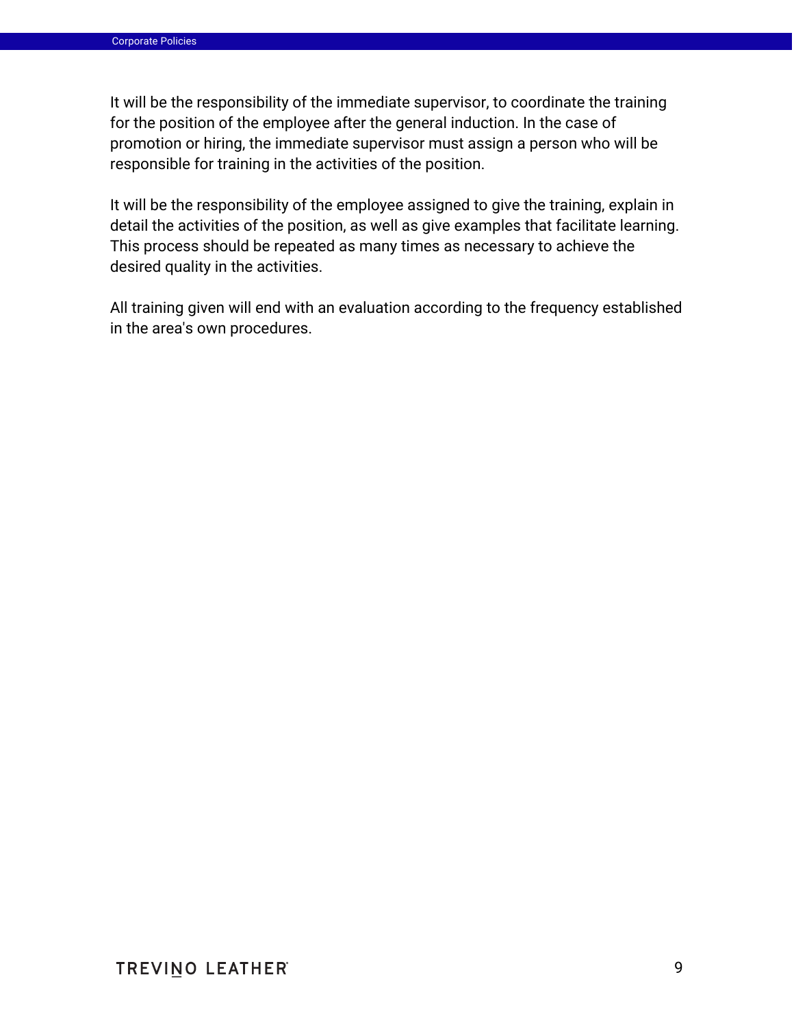It will be the responsibility of the immediate supervisor, to coordinate the training for the position of the employee after the general induction. In the case of promotion or hiring, the immediate supervisor must assign a person who will be responsible for training in the activities of the position.

It will be the responsibility of the employee assigned to give the training, explain in detail the activities of the position, as well as give examples that facilitate learning. This process should be repeated as many times as necessary to achieve the desired quality in the activities.

All training given will end with an evaluation according to the frequency established in the area's own procedures.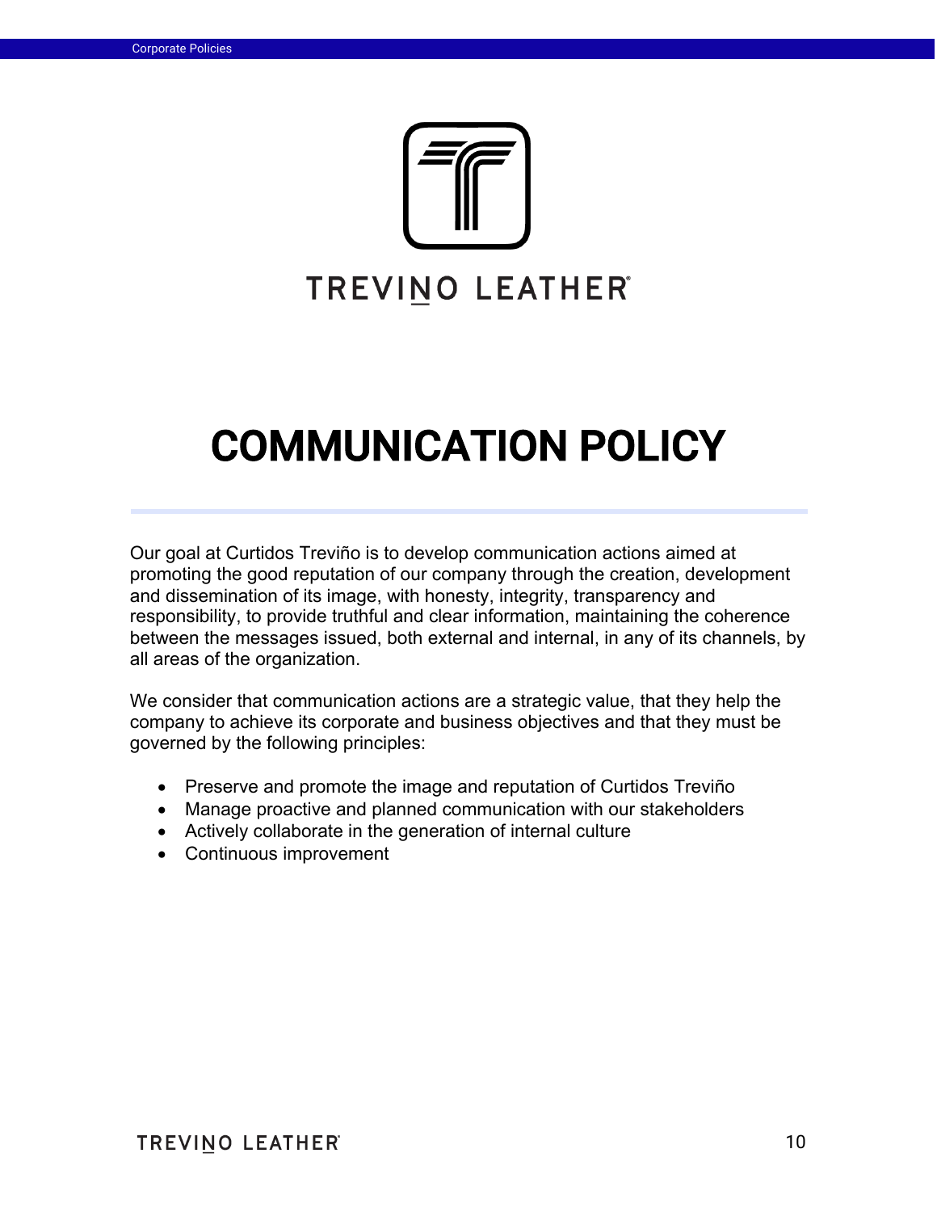# COMMUNICATION POLICY

Our goal at Curtidos Treviño is to develop communication actions aimed at promoting the good reputation of our company through the creation, development and dissemination of its image, with honesty, integrity, transparency and responsibility, to provide truthful and clear information, maintaining the coherence between the messages issued, both external and internal, in any of its channels, by all areas of the organization.

We consider that communication actions are a strategic value, that they help the company to achieve its corporate and business objectives and that they must be governed by the following principles:

- Preserve and promote the image and reputation of Curtidos Treviño
- Manage proactive and planned communication with our stakeholders
- Actively collaborate in the generation of internal culture
- Continuous improvement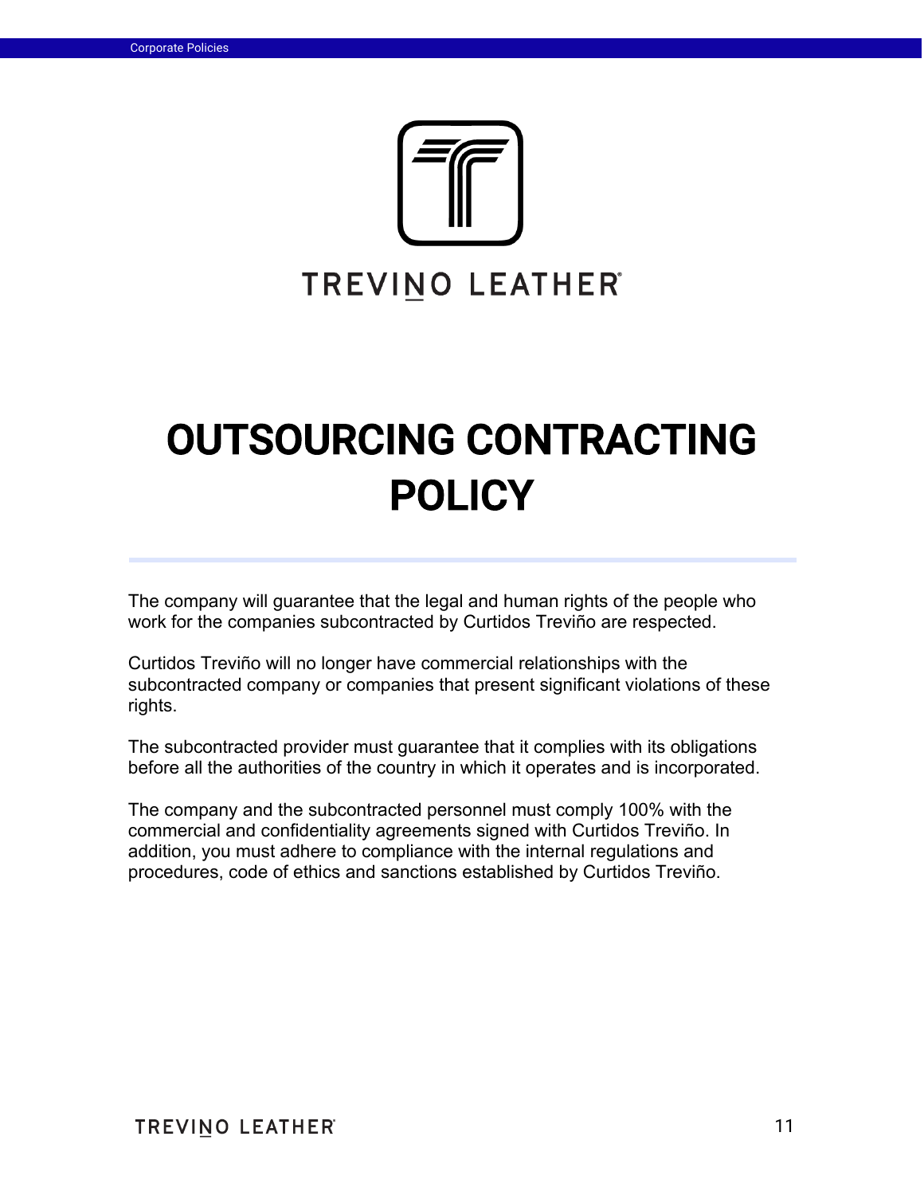# OUTSOURCING CONTRACTING POLICY

The company will guarantee that the legal and human rights of the people who work for the companies subcontracted by Curtidos Treviño are respected.

Curtidos Treviño will no longer have commercial relationships with the subcontracted company or companies that present significant violations of these rights.

The subcontracted provider must guarantee that it complies with its obligations before all the authorities of the country in which it operates and is incorporated.

The company and the subcontracted personnel must comply 100% with the commercial and confidentiality agreements signed with Curtidos Treviño. In addition, you must adhere to compliance with the internal regulations and procedures, code of ethics and sanctions established by Curtidos Treviño.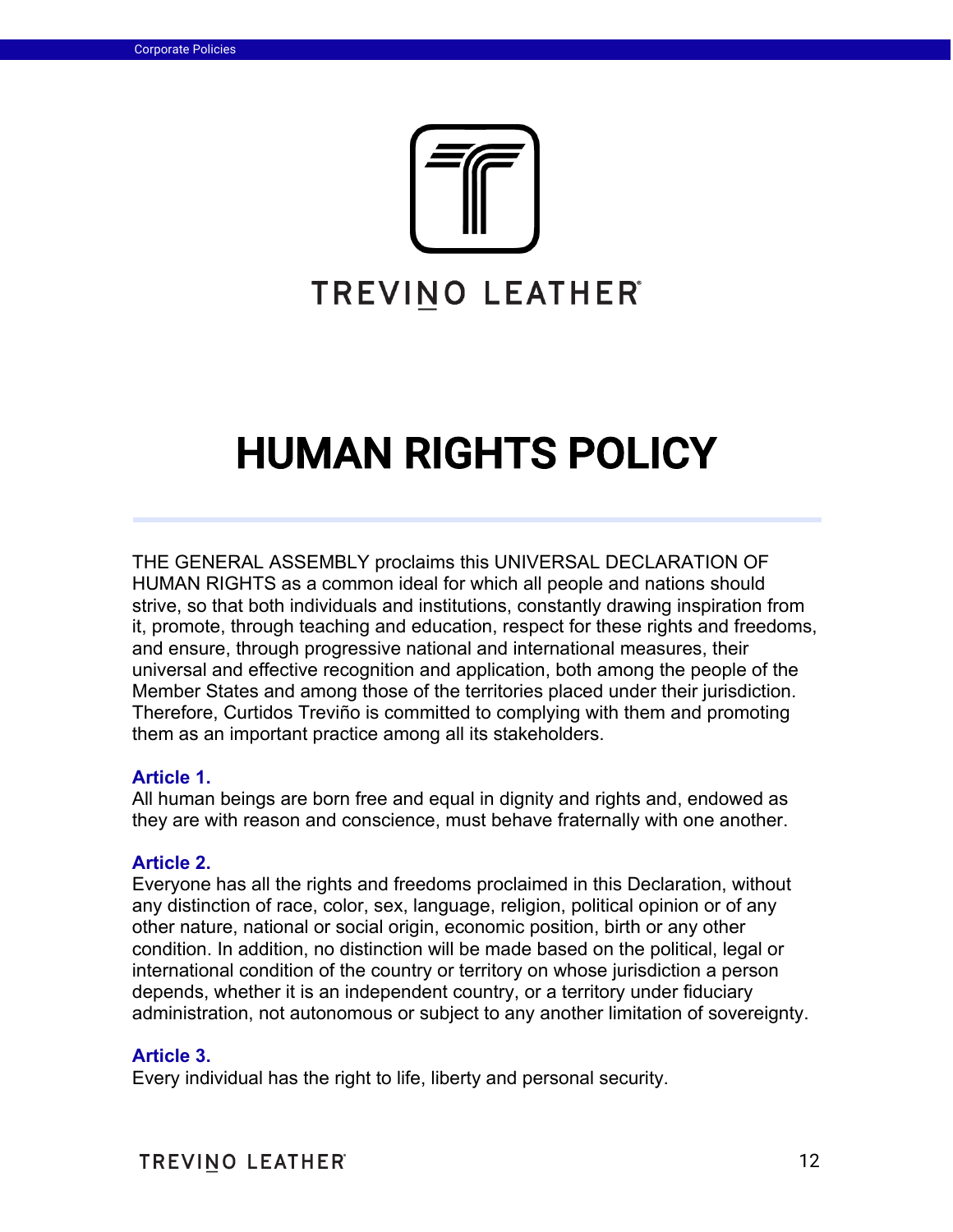TREVINO LEATHER®

# HUMAN RIGHTS POLICY

THE GENERAL ASSEMBLY proclaims this UNIVERSAL DECLARATION OF HUMAN RIGHTS as a common ideal for which all people and nations should strive, so that both individuals and institutions, constantly drawing inspiration from it, promote, through teaching and education, respect for these rights and freedoms, and ensure, through progressive national and international measures, their universal and effective recognition and application, both among the people of the Member States and among those of the territories placed under their jurisdiction. Therefore, Curtidos Treviño is committed to complying with them and promoting them as an important practice among all its stakeholders.

### Article 1.

All human beings are born free and equal in dignity and rights and, endowed as they are with reason and conscience, must behave fraternally with one another.

### Article 2.

Everyone has all the rights and freedoms proclaimed in this Declaration, without any distinction of race, color, sex, language, religion, political opinion or of any other nature, national or social origin, economic position, birth or any other condition. In addition, no distinction will be made based on the political, legal or international condition of the country or territory on whose jurisdiction a person depends, whether it is an independent country, or a territory under fiduciary administration, not autonomous or subject to any another limitation of sovereignty.

### Article 3.

Every individual has the right to life, liberty and personal security.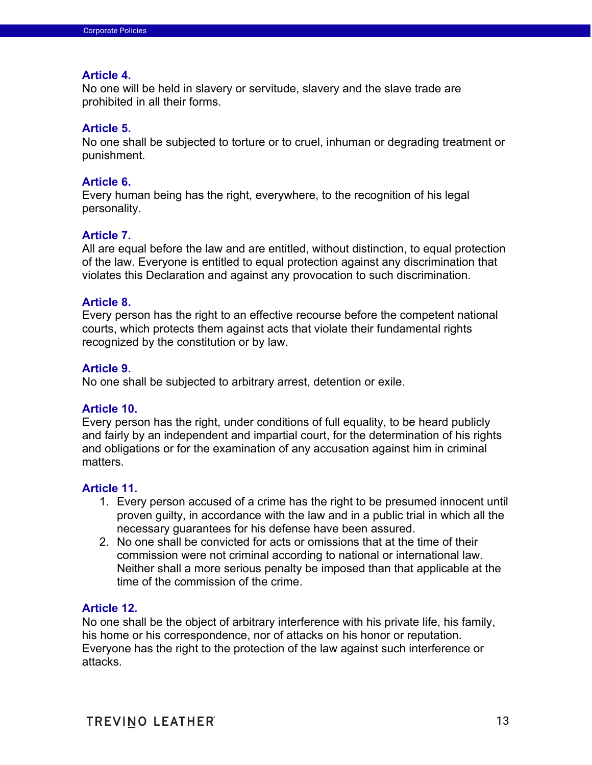### Article 4.

No one will be held in slavery or servitude, slavery and the slave trade are prohibited in all their forms.

### Article 5.

No one shall be subjected to torture or to cruel, inhuman or degrading treatment or punishment.

### Article 6.

Every human being has the right, everywhere, to the recognition of his legal personality.

### Article 7.

All are equal before the law and are entitled, without distinction, to equal protection of the law. Everyone is entitled to equal protection against any discrimination that violates this Declaration and against any provocation to such discrimination.

### Article 8.

Every person has the right to an effective recourse before the competent national courts, which protects them against acts that violate their fundamental rights recognized by the constitution or by law.

### Article 9.

No one shall be subjected to arbitrary arrest, detention or exile.

### Article 10.

Every person has the right, under conditions of full equality, to be heard publicly and fairly by an independent and impartial court, for the determination of his rights and obligations or for the examination of any accusation against him in criminal matters.

### Article 11.

1. Every person accused of a crime has the right to be presumed innocent until proven guilty, in accordance with the law and in a public trial in which all the necessary guarantees for his defense have been assured.
2. No one shall be convicted for acts or omissions that at the time of their commission were not criminal according to national or international law. Neither shall a more serious penalty be imposed than that applicable at the time of the commission of the crime.

### Article 12.

No one shall be the object of arbitrary interference with his private life, his family, his home or his correspondence, nor of attacks on his honor or reputation. Everyone has the right to the protection of the law against such interference or attacks.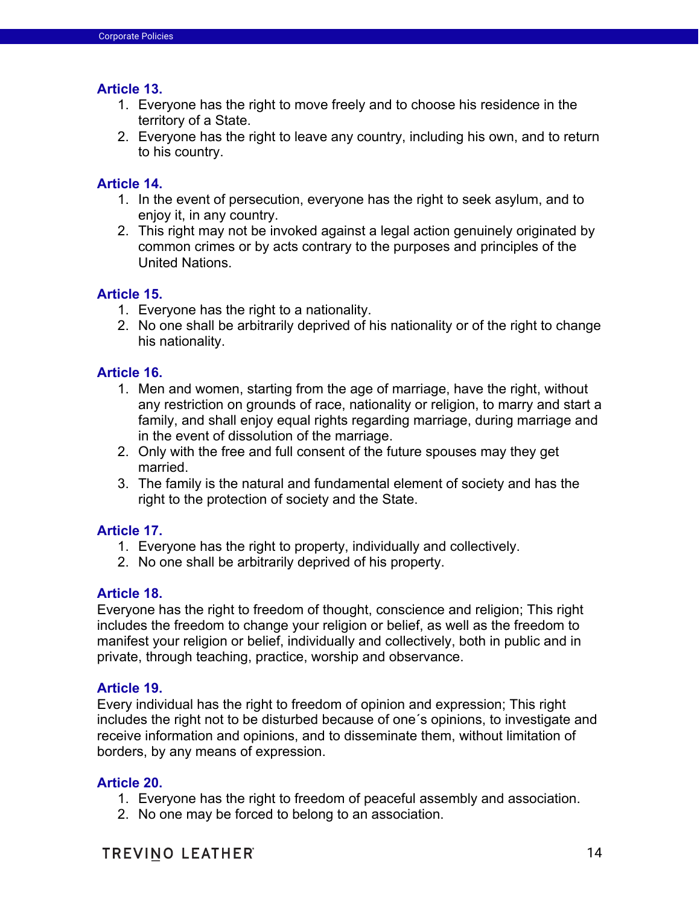### Article 13.

1. Everyone has the right to move freely and to choose his residence in the territory of a State.
2. Everyone has the right to leave any country, including his own, and to return to his country.

### Article 14.

1. In the event of persecution, everyone has the right to seek asylum, and to enjoy it, in any country.
2. This right may not be invoked against a legal action genuinely originated by common crimes or by acts contrary to the purposes and principles of the United Nations.

### Article 15.

1. Everyone has the right to a nationality.
2. No one shall be arbitrarily deprived of his nationality or of the right to change his nationality.

### Article 16.

1. Men and women, starting from the age of marriage, have the right, without any restriction on grounds of race, nationality or religion, to marry and start a family, and shall enjoy equal rights regarding marriage, during marriage and in the event of dissolution of the marriage.
2. Only with the free and full consent of the future spouses may they get married.
3. The family is the natural and fundamental element of society and has the right to the protection of society and the State.

### Article 17.

1. Everyone has the right to property, individually and collectively.
2. No one shall be arbitrarily deprived of his property.

### Article 18.

Everyone has the right to freedom of thought, conscience and religion; This right includes the freedom to change your religion or belief, as well as the freedom to manifest your religion or belief, individually and collectively, both in public and in private, through teaching, practice, worship and observance.

### Article 19.

Every individual has the right to freedom of opinion and expression; This right includes the right not to be disturbed because of one´s opinions, to investigate and receive information and opinions, and to disseminate them, without limitation of borders, by any means of expression.

### Article 20.

1. Everyone has the right to freedom of peaceful assembly and association.
2. No one may be forced to belong to an association.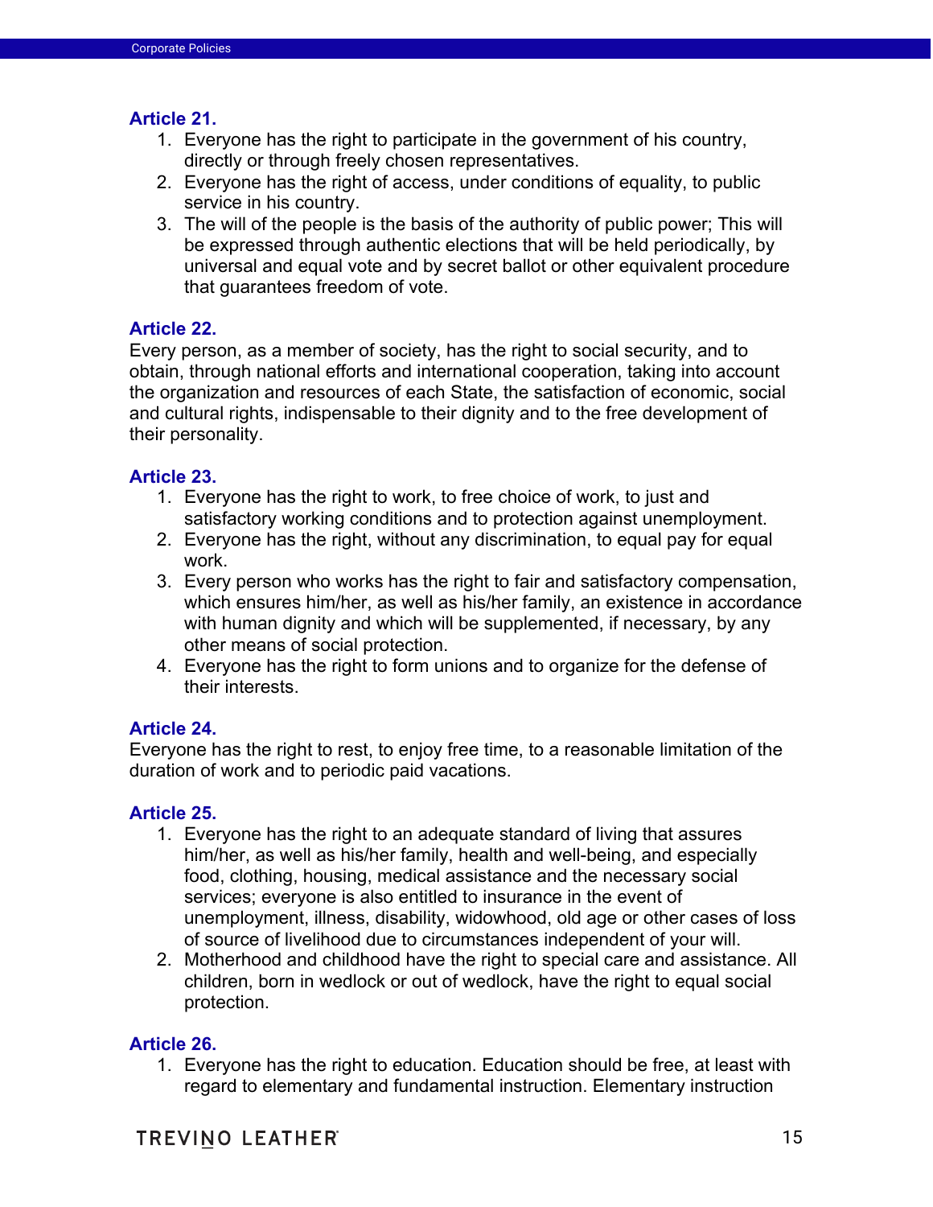### Article 21.

1. Everyone has the right to participate in the government of his country, directly or through freely chosen representatives.
2. Everyone has the right of access, under conditions of equality, to public service in his country.
3. The will of the people is the basis of the authority of public power; This will be expressed through authentic elections that will be held periodically, by universal and equal vote and by secret ballot or other equivalent procedure that guarantees freedom of vote.

### Article 22.

Every person, as a member of society, has the right to social security, and to obtain, through national efforts and international cooperation, taking into account the organization and resources of each State, the satisfaction of economic, social and cultural rights, indispensable to their dignity and to the free development of their personality.

### Article 23.

1. Everyone has the right to work, to free choice of work, to just and satisfactory working conditions and to protection against unemployment.
2. Everyone has the right, without any discrimination, to equal pay for equal work.
3. Every person who works has the right to fair and satisfactory compensation, which ensures him/her, as well as his/her family, an existence in accordance with human dignity and which will be supplemented, if necessary, by any other means of social protection.
4. Everyone has the right to form unions and to organize for the defense of their interests.

### Article 24.

Everyone has the right to rest, to enjoy free time, to a reasonable limitation of the duration of work and to periodic paid vacations.

### Article 25.

1. Everyone has the right to an adequate standard of living that assures him/her, as well as his/her family, health and well-being, and especially food, clothing, housing, medical assistance and the necessary social services; everyone is also entitled to insurance in the event of unemployment, illness, disability, widowhood, old age or other cases of loss of source of livelihood due to circumstances independent of your will.
2. Motherhood and childhood have the right to special care and assistance. All children, born in wedlock or out of wedlock, have the right to equal social protection.

### Article 26.

1. Everyone has the right to education. Education should be free, at least with regard to elementary and fundamental instruction. Elementary instruction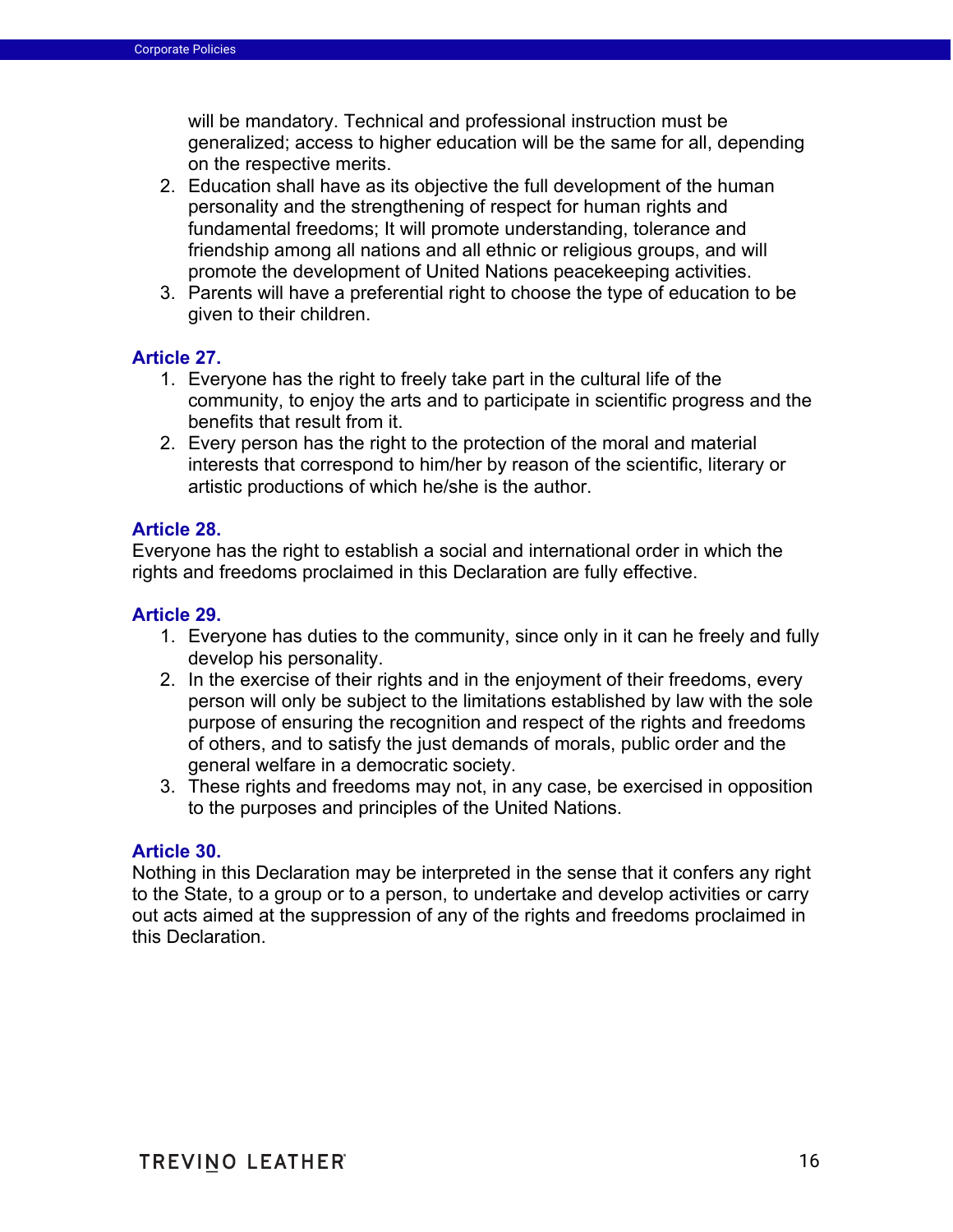will be mandatory. Technical and professional instruction must be generalized; access to higher education will be the same for all, depending on the respective merits.

2. Education shall have as its objective the full development of the human personality and the strengthening of respect for human rights and fundamental freedoms; It will promote understanding, tolerance and friendship among all nations and all ethnic or religious groups, and will promote the development of United Nations peacekeeping activities.
3. Parents will have a preferential right to choose the type of education to be given to their children.

### Article 27.

1. Everyone has the right to freely take part in the cultural life of the community, to enjoy the arts and to participate in scientific progress and the benefits that result from it.
2. Every person has the right to the protection of the moral and material interests that correspond to him/her by reason of the scientific, literary or artistic productions of which he/she is the author.

### Article 28.

Everyone has the right to establish a social and international order in which the rights and freedoms proclaimed in this Declaration are fully effective.

### Article 29.

1. Everyone has duties to the community, since only in it can he freely and fully develop his personality.
2. In the exercise of their rights and in the enjoyment of their freedoms, every person will only be subject to the limitations established by law with the sole purpose of ensuring the recognition and respect of the rights and freedoms of others, and to satisfy the just demands of morals, public order and the general welfare in a democratic society.
3. These rights and freedoms may not, in any case, be exercised in opposition to the purposes and principles of the United Nations.

### Article 30.

Nothing in this Declaration may be interpreted in the sense that it confers any right to the State, to a group or to a person, to undertake and develop activities or carry out acts aimed at the suppression of any of the rights and freedoms proclaimed in this Declaration.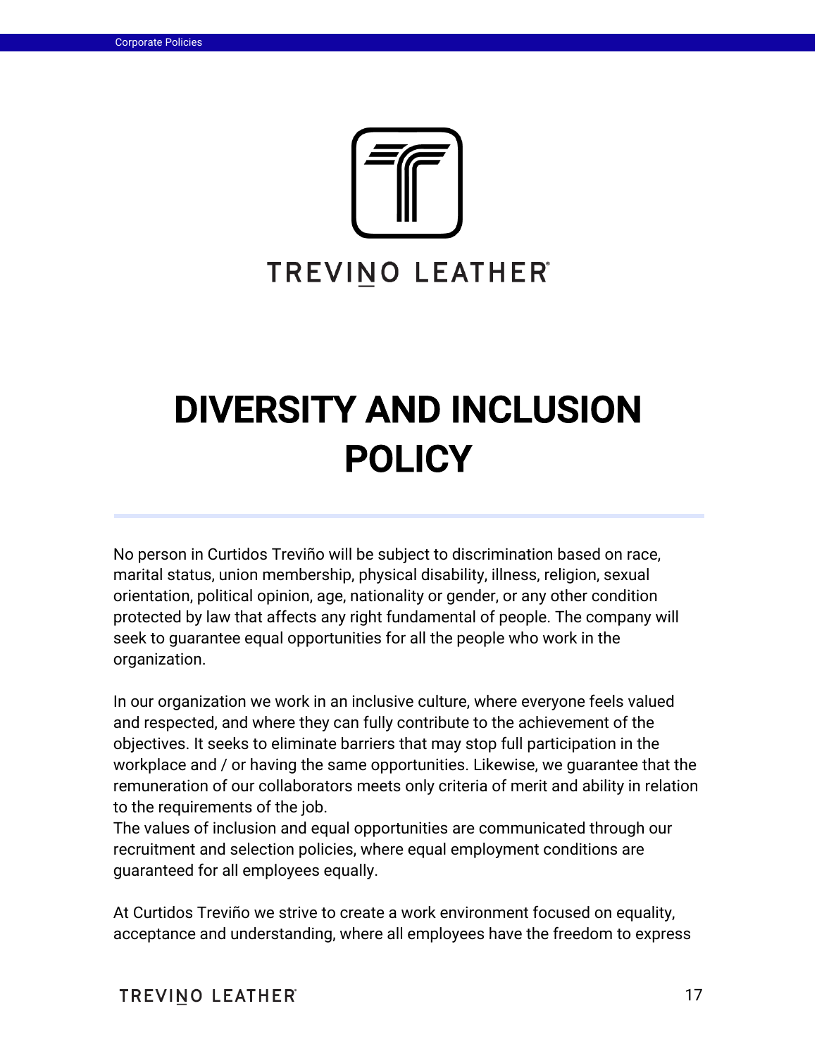TREVINO LEATHER

# DIVERSITY AND INCLUSION POLICY

No person in Curtidos Treviño will be subject to discrimination based on race, marital status, union membership, physical disability, illness, religion, sexual orientation, political opinion, age, nationality or gender, or any other condition protected by law that affects any right fundamental of people. The company will seek to guarantee equal opportunities for all the people who work in the organization.

In our organization we work in an inclusive culture, where everyone feels valued and respected, and where they can fully contribute to the achievement of the objectives. It seeks to eliminate barriers that may stop full participation in the workplace and / or having the same opportunities. Likewise, we guarantee that the remuneration of our collaborators meets only criteria of merit and ability in relation to the requirements of the job.
The values of inclusion and equal opportunities are communicated through our recruitment and selection policies, where equal employment conditions are guaranteed for all employees equally.

At Curtidos Treviño we strive to create a work environment focused on equality, acceptance and understanding, where all employees have the freedom to express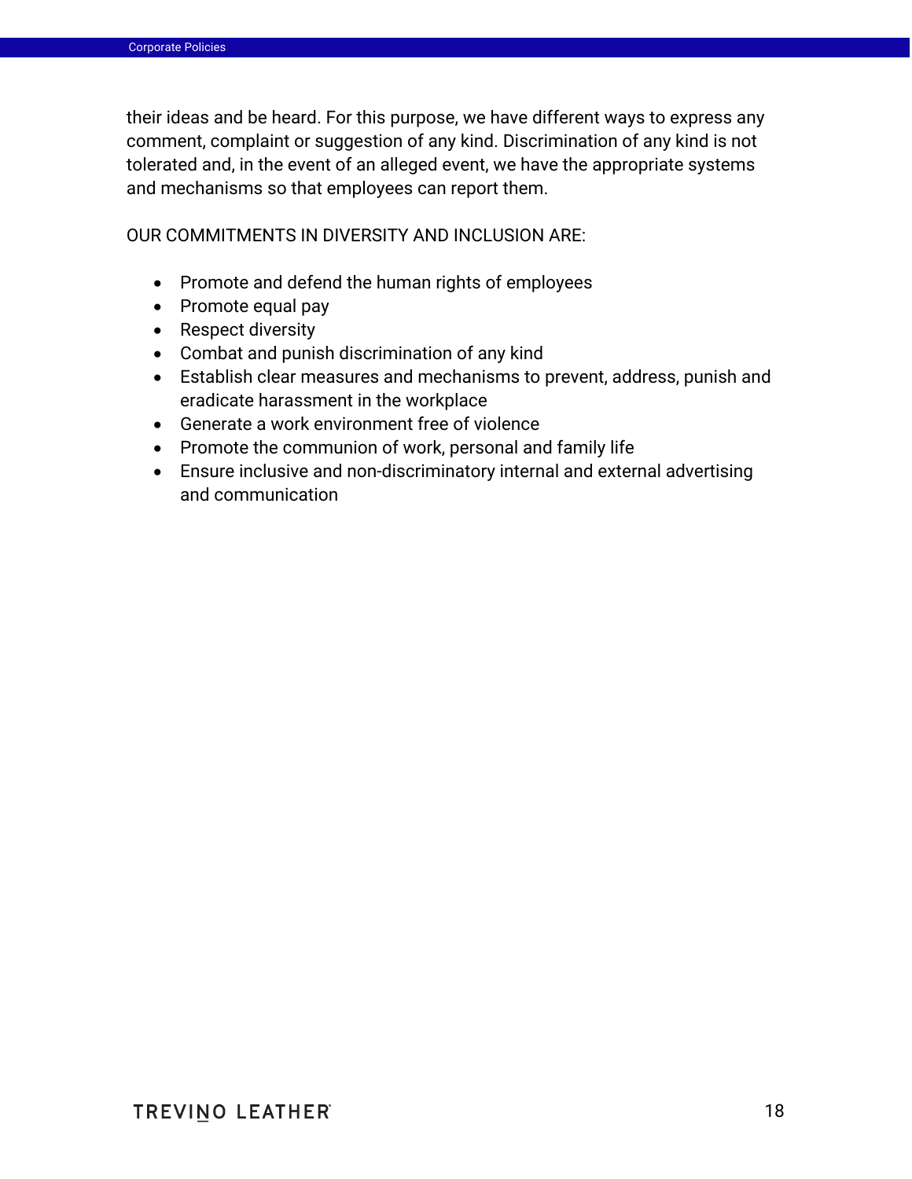their ideas and be heard. For this purpose, we have different ways to express any comment, complaint or suggestion of any kind. Discrimination of any kind is not tolerated and, in the event of an alleged event, we have the appropriate systems and mechanisms so that employees can report them.

OUR COMMITMENTS IN DIVERSITY AND INCLUSION ARE:

- Promote and defend the human rights of employees
- Promote equal pay
- Respect diversity
- Combat and punish discrimination of any kind
- Establish clear measures and mechanisms to prevent, address, punish and eradicate harassment in the workplace
- Generate a work environment free of violence
- Promote the communion of work, personal and family life
- Ensure inclusive and non-discriminatory internal and external advertising and communication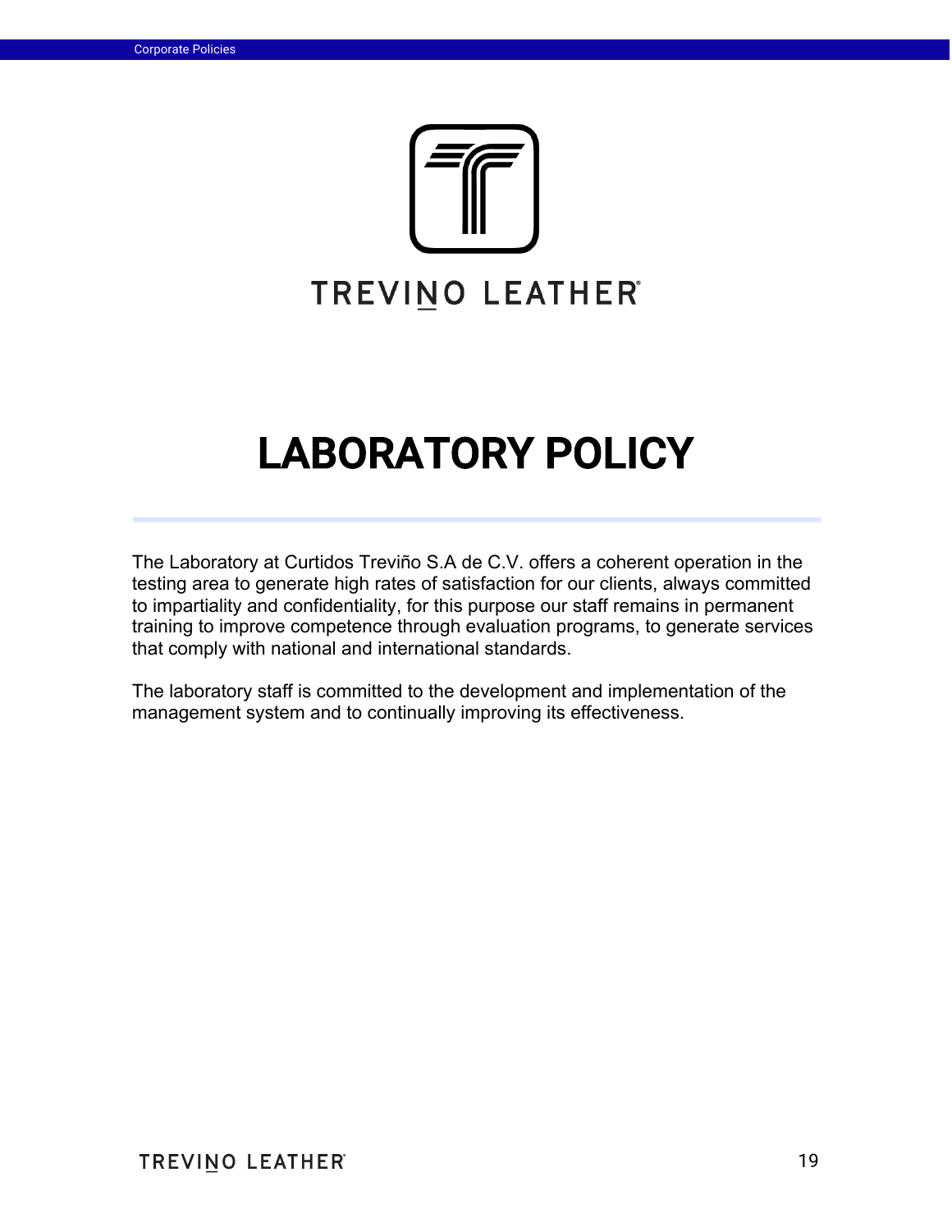TREVINO LEATHER®

# LABORATORY POLICY

The Laboratory at Curtidos Treviño S.A de C.V. offers a coherent operation in the testing area to generate high rates of satisfaction for our clients, always committed to impartiality and confidentiality, for this purpose our staff remains in permanent training to improve competence through evaluation programs, to generate services that comply with national and international standards.

The laboratory staff is committed to the development and implementation of the management system and to continually improving its effectiveness.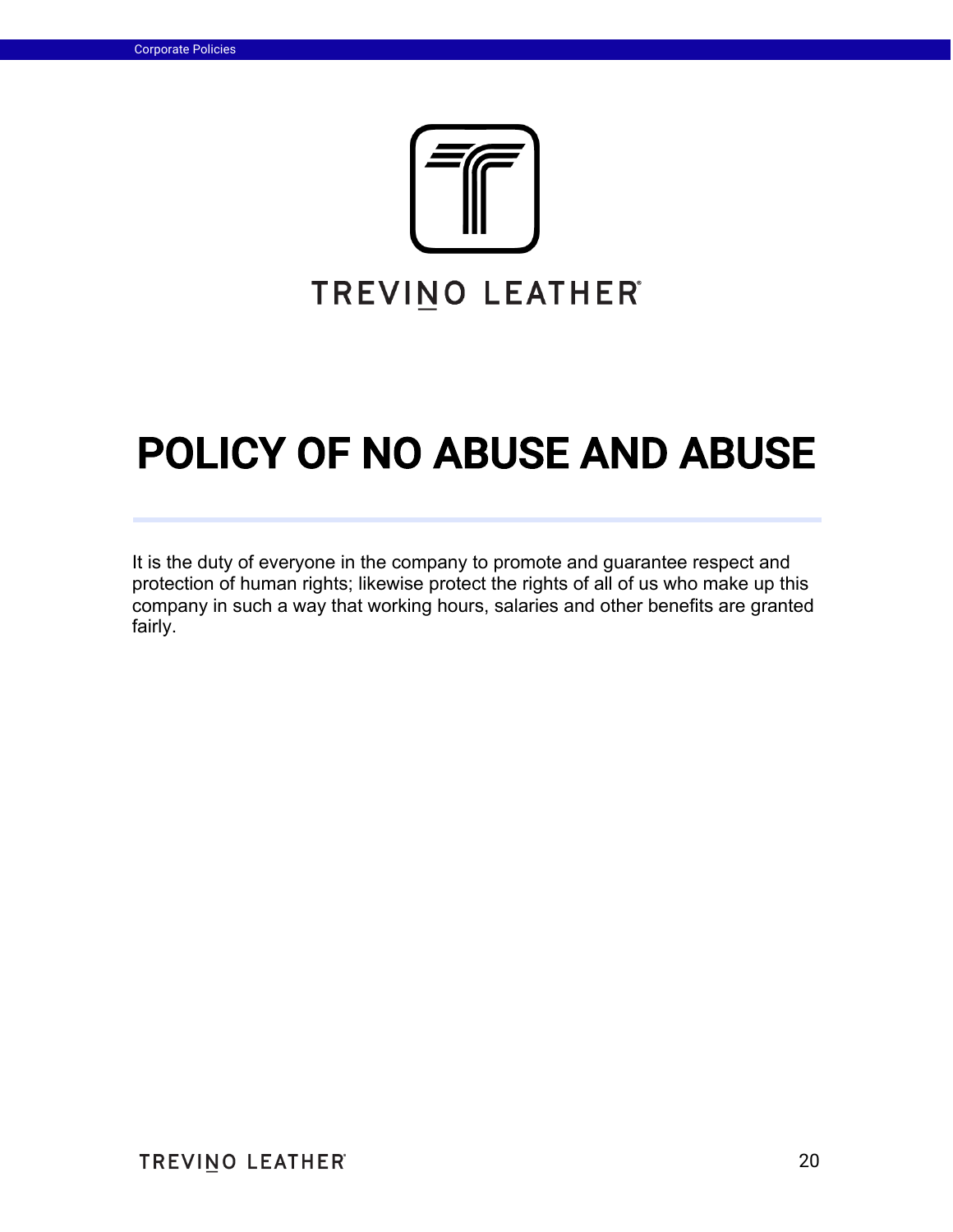TREVINO LEATHER®

# POLICY OF NO ABUSE AND ABUSE

It is the duty of everyone in the company to promote and guarantee respect and protection of human rights; likewise protect the rights of all of us who make up this company in such a way that working hours, salaries and other benefits are granted fairly.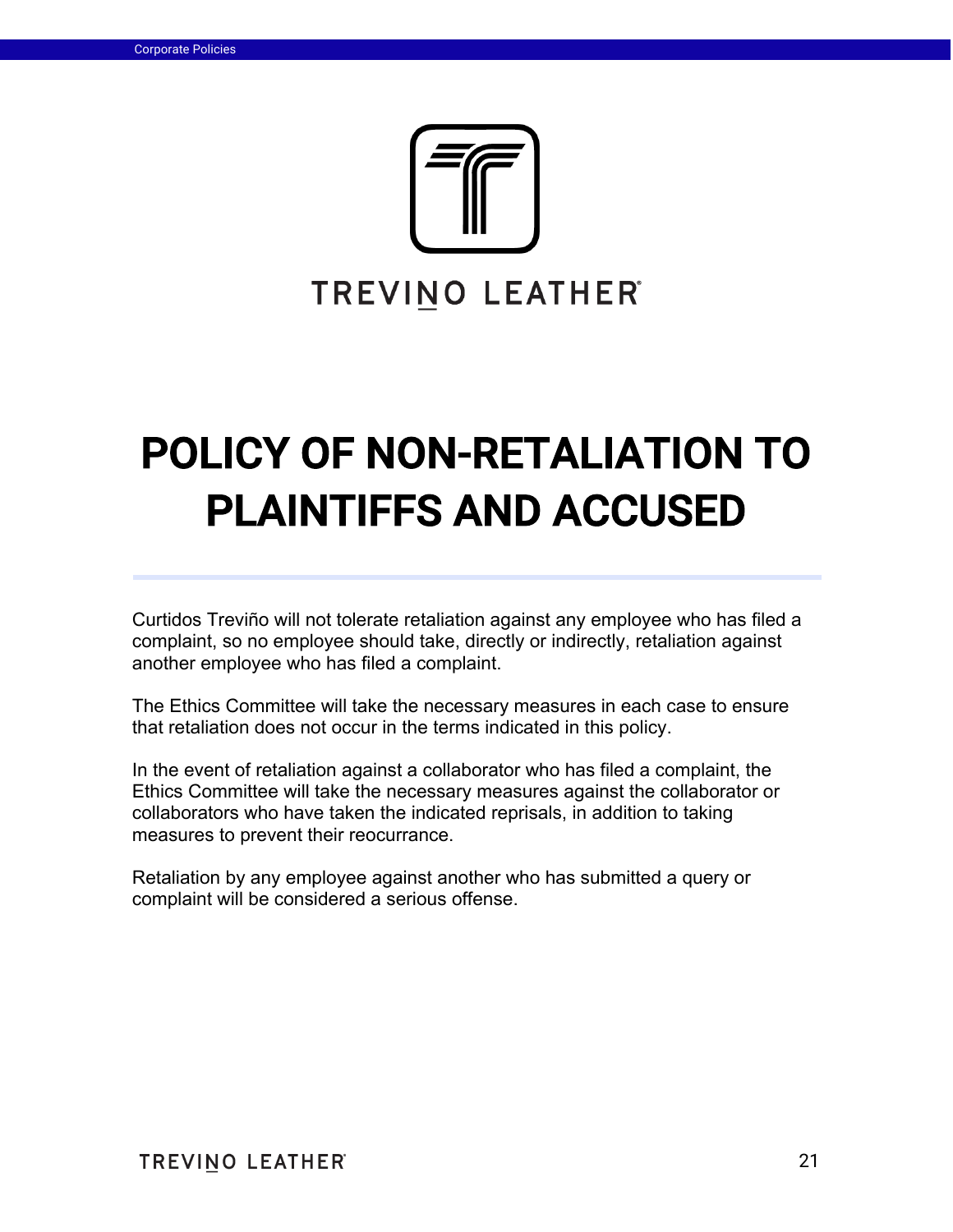TREVINO LEATHER®

# POLICY OF NON-RETALIATION TO PLAINTIFFS AND ACCUSED

Curtidos Treviño will not tolerate retaliation against any employee who has filed a complaint, so no employee should take, directly or indirectly, retaliation against another employee who has filed a complaint.

The Ethics Committee will take the necessary measures in each case to ensure that retaliation does not occur in the terms indicated in this policy.

In the event of retaliation against a collaborator who has filed a complaint, the Ethics Committee will take the necessary measures against the collaborator or collaborators who have taken the indicated reprisals, in addition to taking measures to prevent their reocurrance.

Retaliation by any employee against another who has submitted a query or complaint will be considered a serious offense.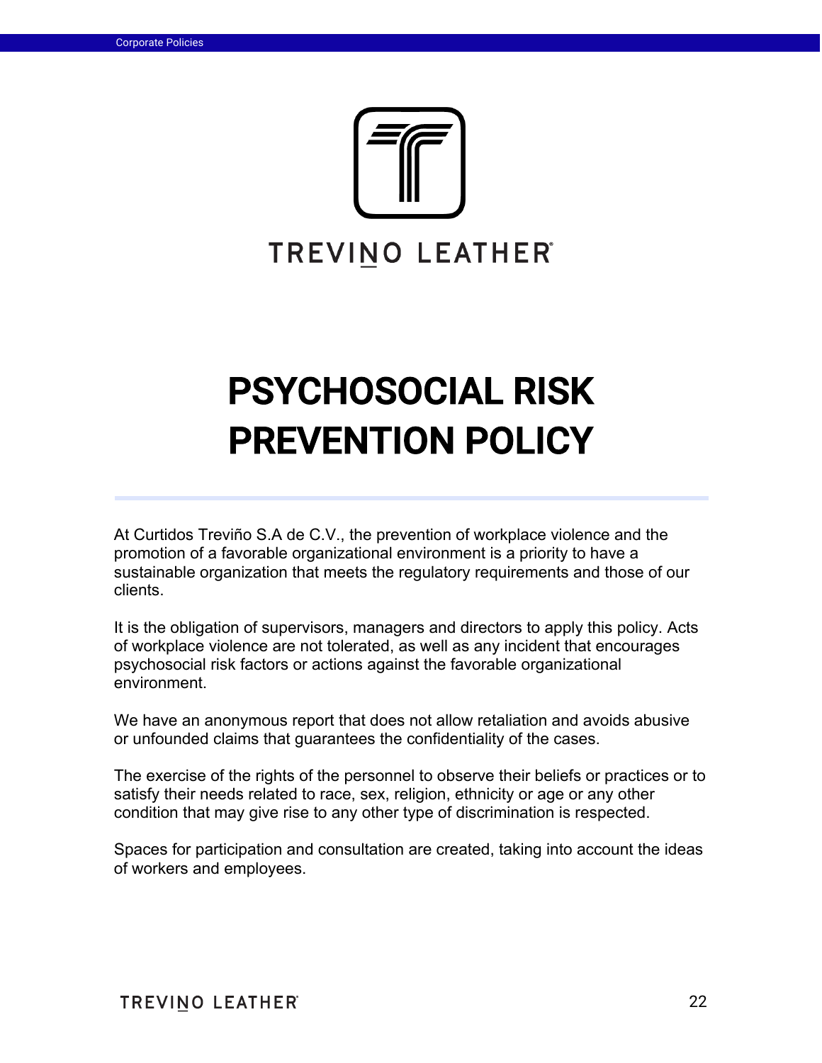TREVINO LEATHER®

# PSYCHOSOCIAL RISK PREVENTION POLICY

At Curtidos Treviño S.A de C.V., the prevention of workplace violence and the promotion of a favorable organizational environment is a priority to have a sustainable organization that meets the regulatory requirements and those of our clients.

It is the obligation of supervisors, managers and directors to apply this policy. Acts of workplace violence are not tolerated, as well as any incident that encourages psychosocial risk factors or actions against the favorable organizational environment.

We have an anonymous report that does not allow retaliation and avoids abusive or unfounded claims that guarantees the confidentiality of the cases.

The exercise of the rights of the personnel to observe their beliefs or practices or to satisfy their needs related to race, sex, religion, ethnicity or age or any other condition that may give rise to any other type of discrimination is respected.

Spaces for participation and consultation are created, taking into account the ideas of workers and employees.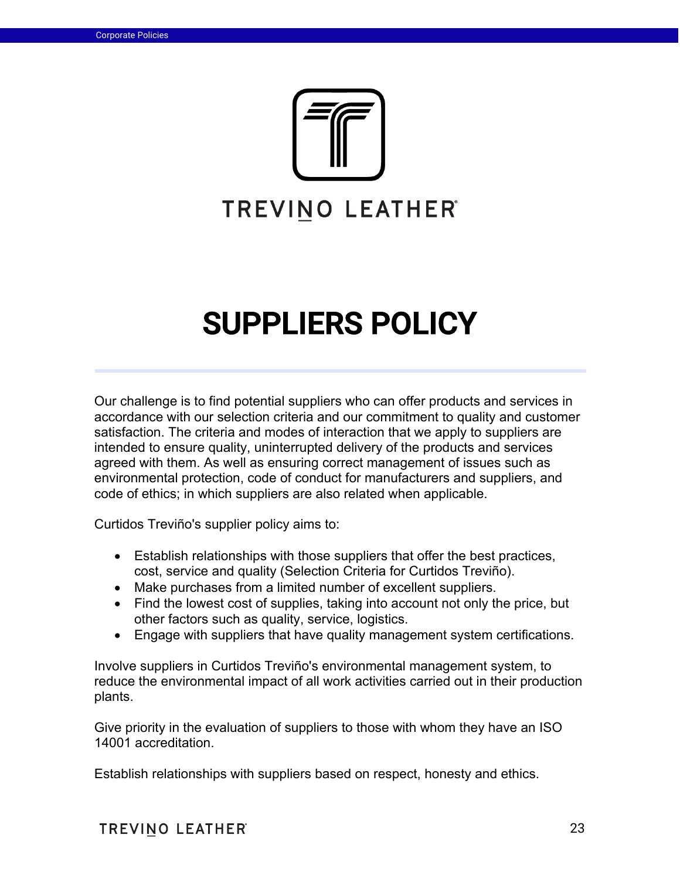TREVINO LEATHER

# SUPPLIERS POLICY

Our challenge is to find potential suppliers who can offer products and services in accordance with our selection criteria and our commitment to quality and customer satisfaction. The criteria and modes of interaction that we apply to suppliers are intended to ensure quality, uninterrupted delivery of the products and services agreed with them. As well as ensuring correct management of issues such as environmental protection, code of conduct for manufacturers and suppliers, and code of ethics; in which suppliers are also related when applicable.

Curtidos Treviño's supplier policy aims to:

- Establish relationships with those suppliers that offer the best practices, cost, service and quality (Selection Criteria for Curtidos Treviño).
- Make purchases from a limited number of excellent suppliers.
- Find the lowest cost of supplies, taking into account not only the price, but other factors such as quality, service, logistics.
- Engage with suppliers that have quality management system certifications.

Involve suppliers in Curtidos Treviño's environmental management system, to reduce the environmental impact of all work activities carried out in their production plants.

Give priority in the evaluation of suppliers to those with whom they have an ISO 14001 accreditation.

Establish relationships with suppliers based on respect, honesty and ethics.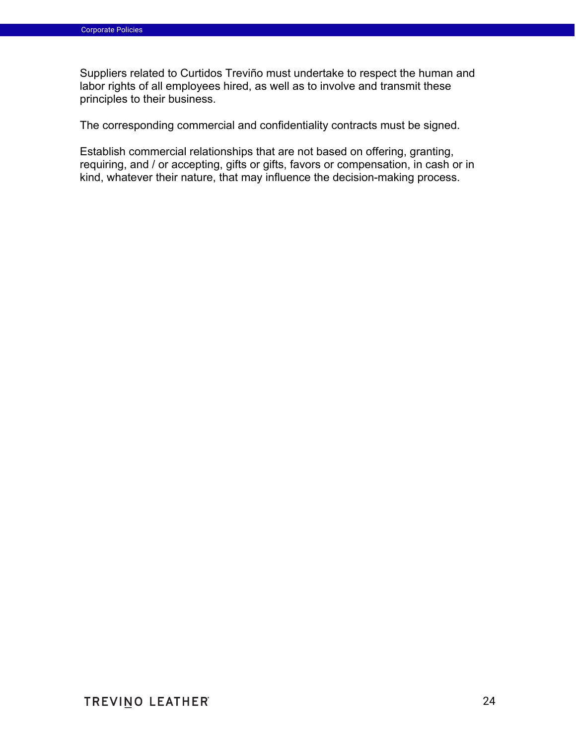Suppliers related to Curtidos Treviño must undertake to respect the human and labor rights of all employees hired, as well as to involve and transmit these principles to their business.

The corresponding commercial and confidentiality contracts must be signed.

Establish commercial relationships that are not based on offering, granting, requiring, and / or accepting, gifts or gifts, favors or compensation, in cash or in kind, whatever their nature, that may influence the decision-making process.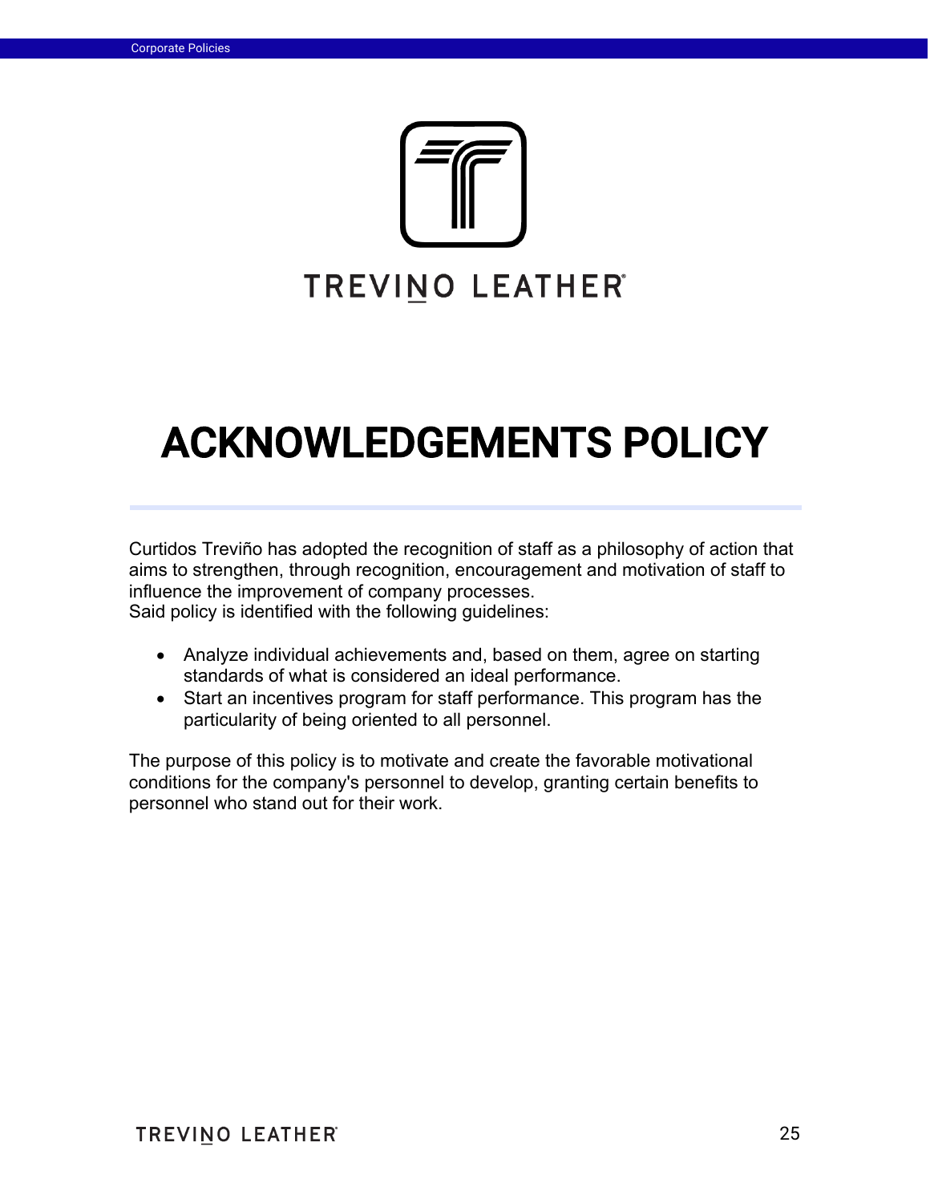TREVINO LEATHER

# ACKNOWLEDGEMENTS POLICY

Curtidos Treviño has adopted the recognition of staff as a philosophy of action that aims to strengthen, through recognition, encouragement and motivation of staff to influence the improvement of company processes.
Said policy is identified with the following guidelines:

- Analyze individual achievements and, based on them, agree on starting standards of what is considered an ideal performance.
- Start an incentives program for staff performance. This program has the particularity of being oriented to all personnel.

The purpose of this policy is to motivate and create the favorable motivational conditions for the company's personnel to develop, granting certain benefits to personnel who stand out for their work.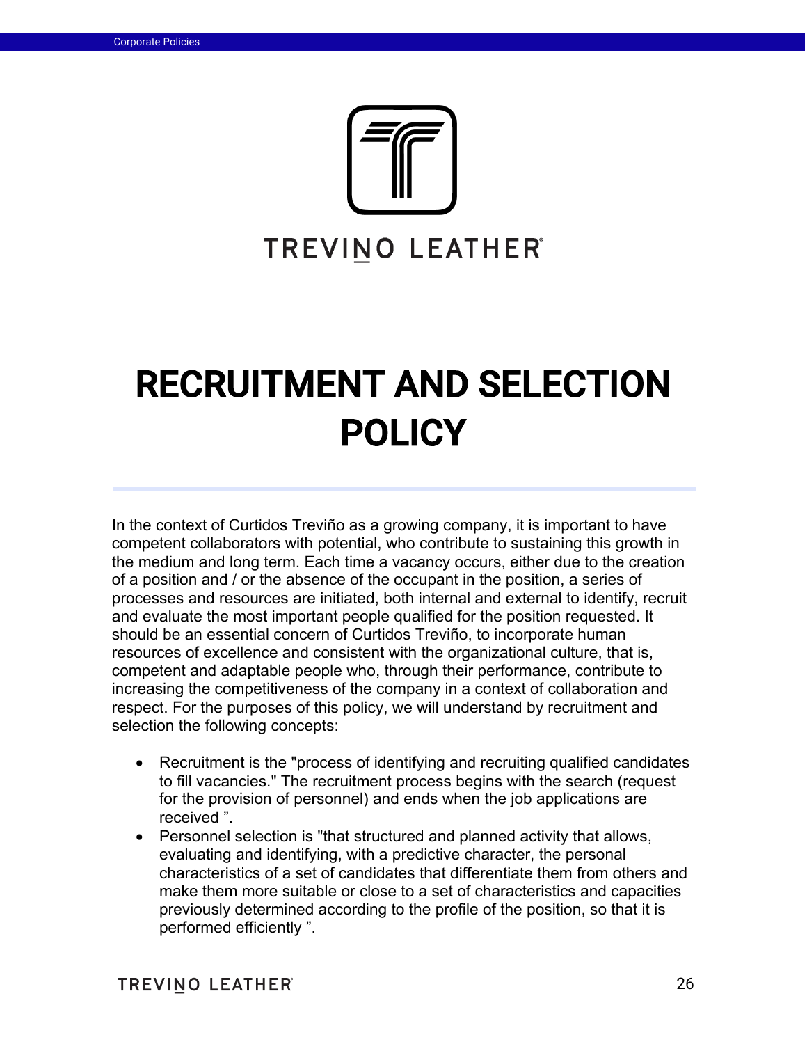TREVINO LEATHER®

# RECRUITMENT AND SELECTION POLICY

In the context of Curtidos Treviño as a growing company, it is important to have competent collaborators with potential, who contribute to sustaining this growth in the medium and long term. Each time a vacancy occurs, either due to the creation of a position and / or the absence of the occupant in the position, a series of processes and resources are initiated, both internal and external to identify, recruit and evaluate the most important people qualified for the position requested. It should be an essential concern of Curtidos Treviño, to incorporate human resources of excellence and consistent with the organizational culture, that is, competent and adaptable people who, through their performance, contribute to increasing the competitiveness of the company in a context of collaboration and respect. For the purposes of this policy, we will understand by recruitment and selection the following concepts:

- Recruitment is the "process of identifying and recruiting qualified candidates to fill vacancies." The recruitment process begins with the search (request for the provision of personnel) and ends when the job applications are received ".
- Personnel selection is "that structured and planned activity that allows, evaluating and identifying, with a predictive character, the personal characteristics of a set of candidates that differentiate them from others and make them more suitable or close to a set of characteristics and capacities previously determined according to the profile of the position, so that it is performed efficiently ".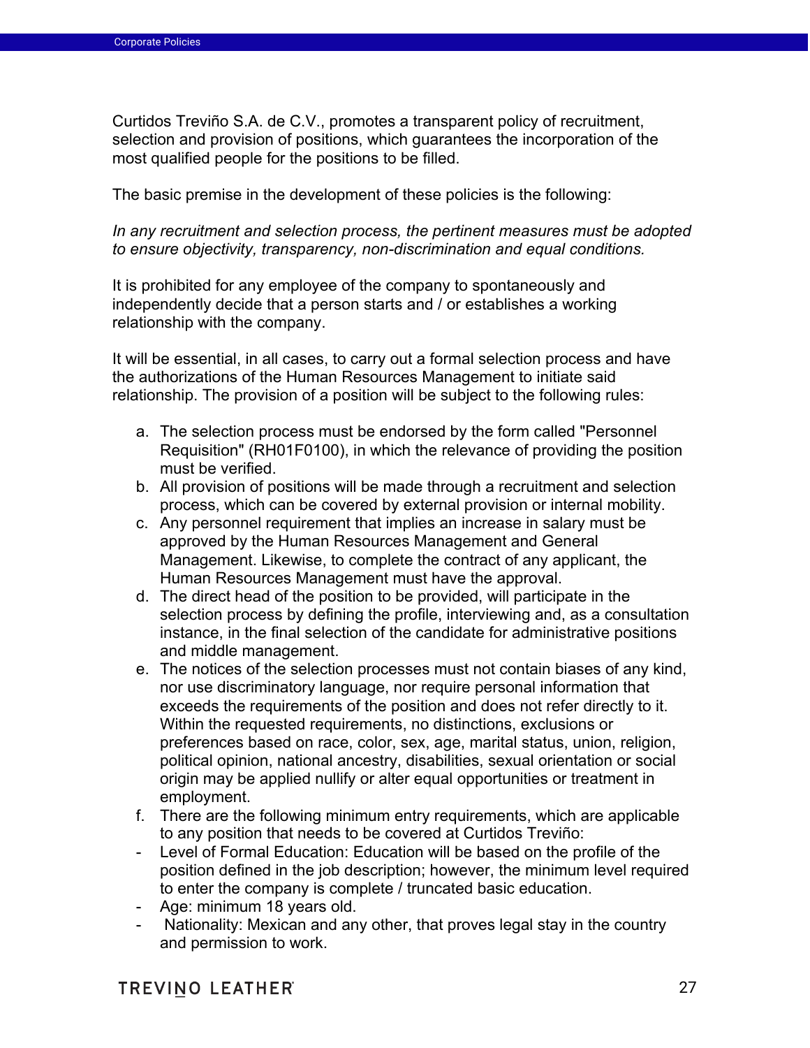Curtidos Treviño S.A. de C.V., promotes a transparent policy of recruitment, selection and provision of positions, which guarantees the incorporation of the most qualified people for the positions to be filled.

The basic premise in the development of these policies is the following:

*In any recruitment and selection process, the pertinent measures must be adopted to ensure objectivity, transparency, non-discrimination and equal conditions.*

It is prohibited for any employee of the company to spontaneously and independently decide that a person starts and / or establishes a working relationship with the company.

It will be essential, in all cases, to carry out a formal selection process and have the authorizations of the Human Resources Management to initiate said relationship. The provision of a position will be subject to the following rules:

a. The selection process must be endorsed by the form called "Personnel Requisition" (RH01F0100), in which the relevance of providing the position must be verified.
b. All provision of positions will be made through a recruitment and selection process, which can be covered by external provision or internal mobility.
c. Any personnel requirement that implies an increase in salary must be approved by the Human Resources Management and General Management. Likewise, to complete the contract of any applicant, the Human Resources Management must have the approval.
d. The direct head of the position to be provided, will participate in the selection process by defining the profile, interviewing and, as a consultation instance, in the final selection of the candidate for administrative positions and middle management.
e. The notices of the selection processes must not contain biases of any kind, nor use discriminatory language, nor require personal information that exceeds the requirements of the position and does not refer directly to it. Within the requested requirements, no distinctions, exclusions or preferences based on race, color, sex, age, marital status, union, religion, political opinion, national ancestry, disabilities, sexual orientation or social origin may be applied nullify or alter equal opportunities or treatment in employment.
f. There are the following minimum entry requirements, which are applicable to any position that needs to be covered at Curtidos Treviño:

- Level of Formal Education: Education will be based on the profile of the position defined in the job description; however, the minimum level required to enter the company is complete / truncated basic education.
- Age: minimum 18 years old.
- Nationality: Mexican and any other, that proves legal stay in the country and permission to work.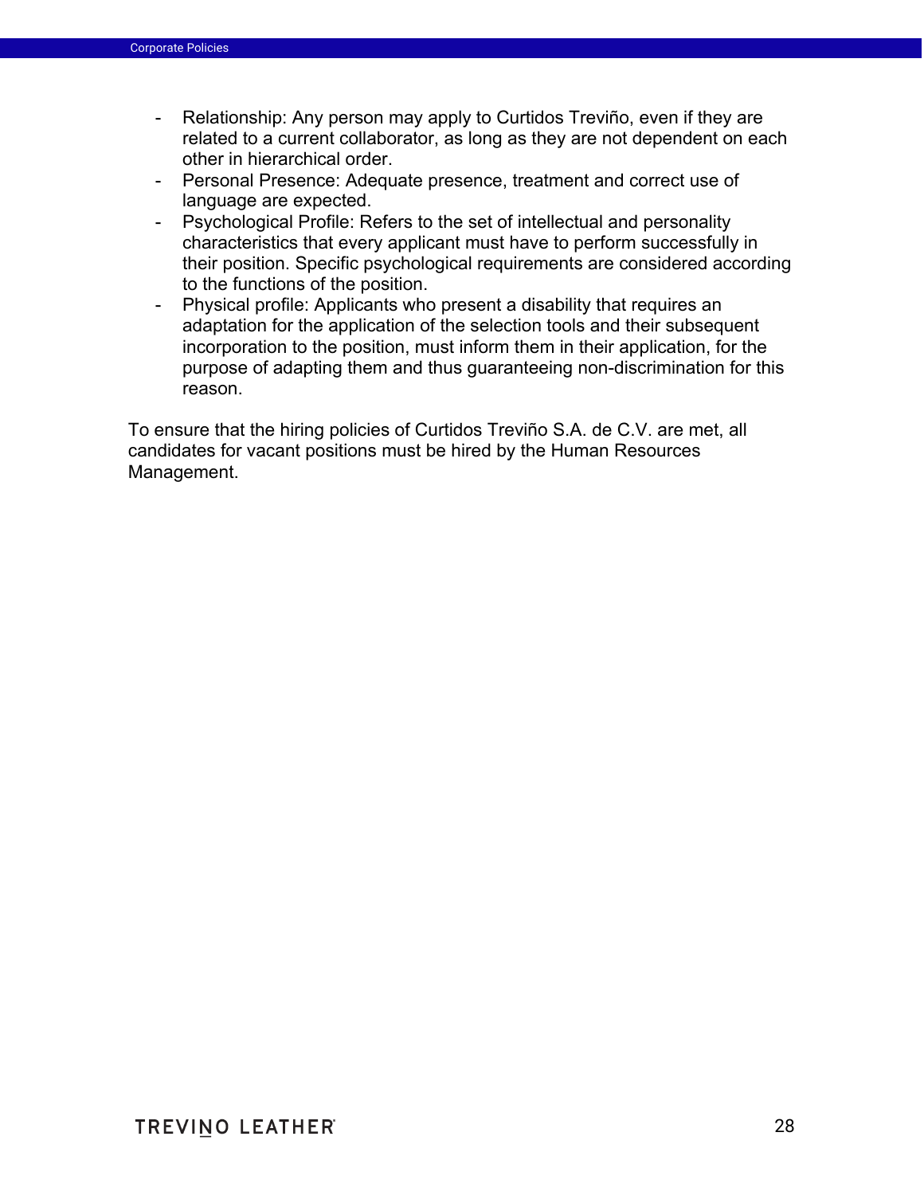- Relationship: Any person may apply to Curtidos Treviño, even if they are related to a current collaborator, as long as they are not dependent on each other in hierarchical order.
- Personal Presence: Adequate presence, treatment and correct use of language are expected.
- Psychological Profile: Refers to the set of intellectual and personality characteristics that every applicant must have to perform successfully in their position. Specific psychological requirements are considered according to the functions of the position.
- Physical profile: Applicants who present a disability that requires an adaptation for the application of the selection tools and their subsequent incorporation to the position, must inform them in their application, for the purpose of adapting them and thus guaranteeing non-discrimination for this reason.

To ensure that the hiring policies of Curtidos Treviño S.A. de C.V. are met, all candidates for vacant positions must be hired by the Human Resources Management.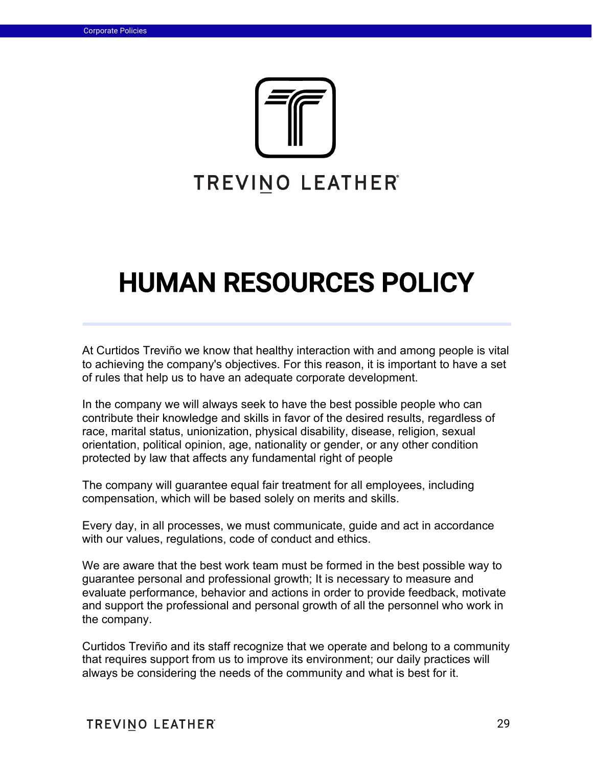TREVINO LEATHER®

# HUMAN RESOURCES POLICY

At Curtidos Treviño we know that healthy interaction with and among people is vital to achieving the company's objectives. For this reason, it is important to have a set of rules that help us to have an adequate corporate development.

In the company we will always seek to have the best possible people who can contribute their knowledge and skills in favor of the desired results, regardless of race, marital status, unionization, physical disability, disease, religion, sexual orientation, political opinion, age, nationality or gender, or any other condition protected by law that affects any fundamental right of people

The company will guarantee equal fair treatment for all employees, including compensation, which will be based solely on merits and skills.

Every day, in all processes, we must communicate, guide and act in accordance with our values, regulations, code of conduct and ethics.

We are aware that the best work team must be formed in the best possible way to guarantee personal and professional growth; It is necessary to measure and evaluate performance, behavior and actions in order to provide feedback, motivate and support the professional and personal growth of all the personnel who work in the company.

Curtidos Treviño and its staff recognize that we operate and belong to a community that requires support from us to improve its environment; our daily practices will always be considering the needs of the community and what is best for it.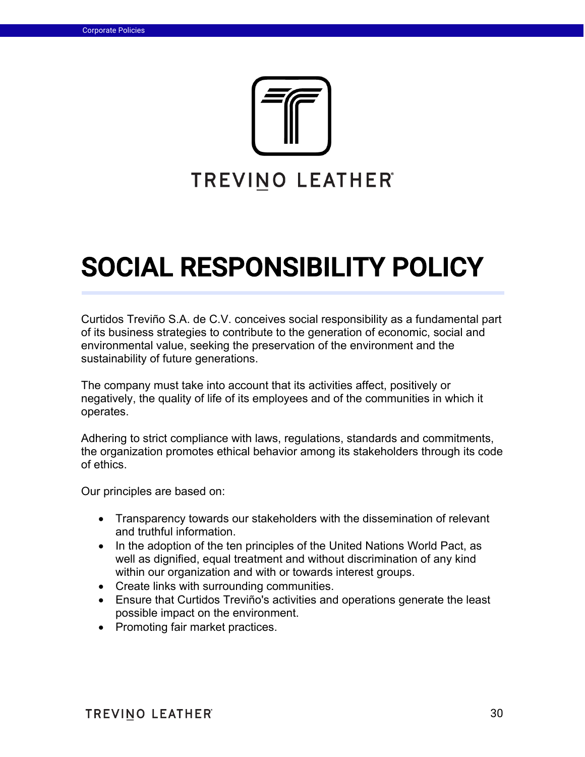TREVINO LEATHER®

# SOCIAL RESPONSIBILITY POLICY

Curtidos Treviño S.A. de C.V. conceives social responsibility as a fundamental part of its business strategies to contribute to the generation of economic, social and environmental value, seeking the preservation of the environment and the sustainability of future generations.

The company must take into account that its activities affect, positively or negatively, the quality of life of its employees and of the communities in which it operates.

Adhering to strict compliance with laws, regulations, standards and commitments, the organization promotes ethical behavior among its stakeholders through its code of ethics.

Our principles are based on:

- Transparency towards our stakeholders with the dissemination of relevant and truthful information.
- In the adoption of the ten principles of the United Nations World Pact, as well as dignified, equal treatment and without discrimination of any kind within our organization and with or towards interest groups.
- Create links with surrounding communities.
- Ensure that Curtidos Treviño's activities and operations generate the least possible impact on the environment.
- Promoting fair market practices.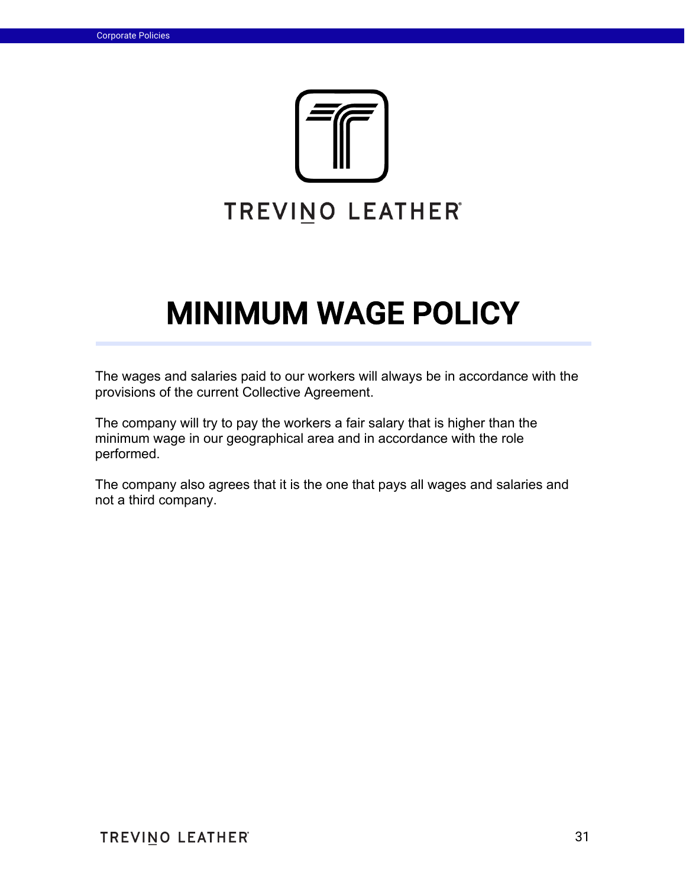TREVINO LEATHER®

# MINIMUM WAGE POLICY

The wages and salaries paid to our workers will always be in accordance with the provisions of the current Collective Agreement.

The company will try to pay the workers a fair salary that is higher than the minimum wage in our geographical area and in accordance with the role performed.

The company also agrees that it is the one that pays all wages and salaries and not a third company.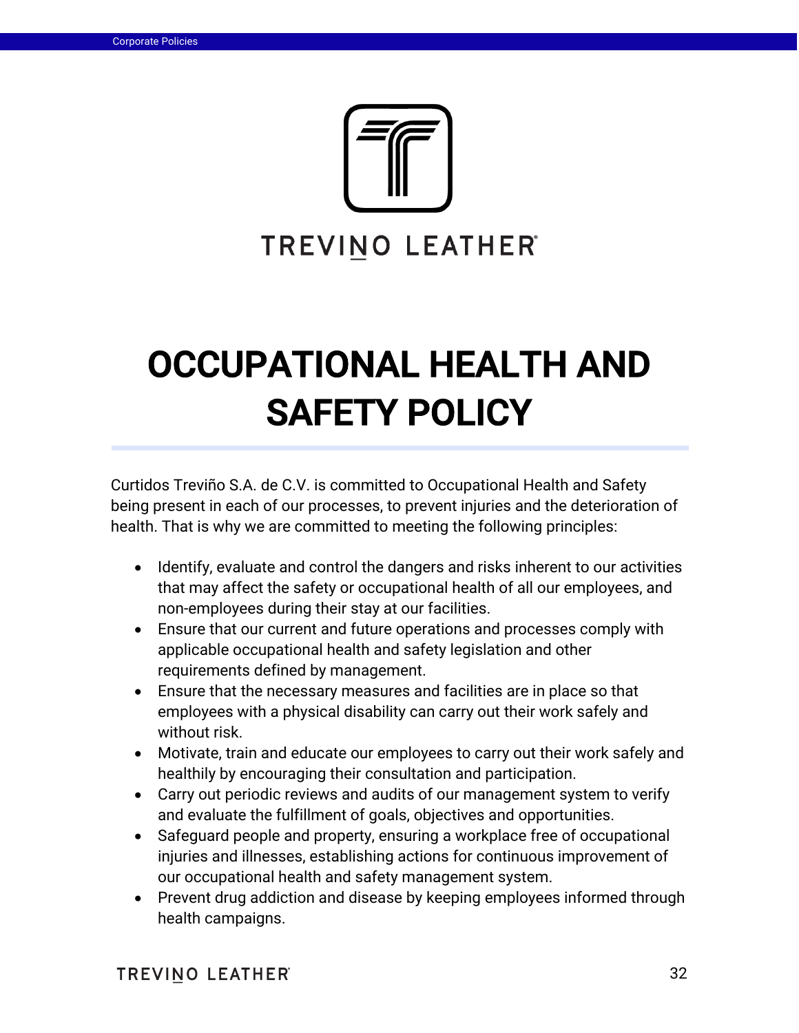TREVINO LEATHER®

# OCCUPATIONAL HEALTH AND SAFETY POLICY

Curtidos Treviño S.A. de C.V. is committed to Occupational Health and Safety being present in each of our processes, to prevent injuries and the deterioration of health. That is why we are committed to meeting the following principles:

- Identify, evaluate and control the dangers and risks inherent to our activities that may affect the safety or occupational health of all our employees, and non-employees during their stay at our facilities.
- Ensure that our current and future operations and processes comply with applicable occupational health and safety legislation and other requirements defined by management.
- Ensure that the necessary measures and facilities are in place so that employees with a physical disability can carry out their work safely and without risk.
- Motivate, train and educate our employees to carry out their work safely and healthily by encouraging their consultation and participation.
- Carry out periodic reviews and audits of our management system to verify and evaluate the fulfillment of goals, objectives and opportunities.
- Safeguard people and property, ensuring a workplace free of occupational injuries and illnesses, establishing actions for continuous improvement of our occupational health and safety management system.
- Prevent drug addiction and disease by keeping employees informed through health campaigns.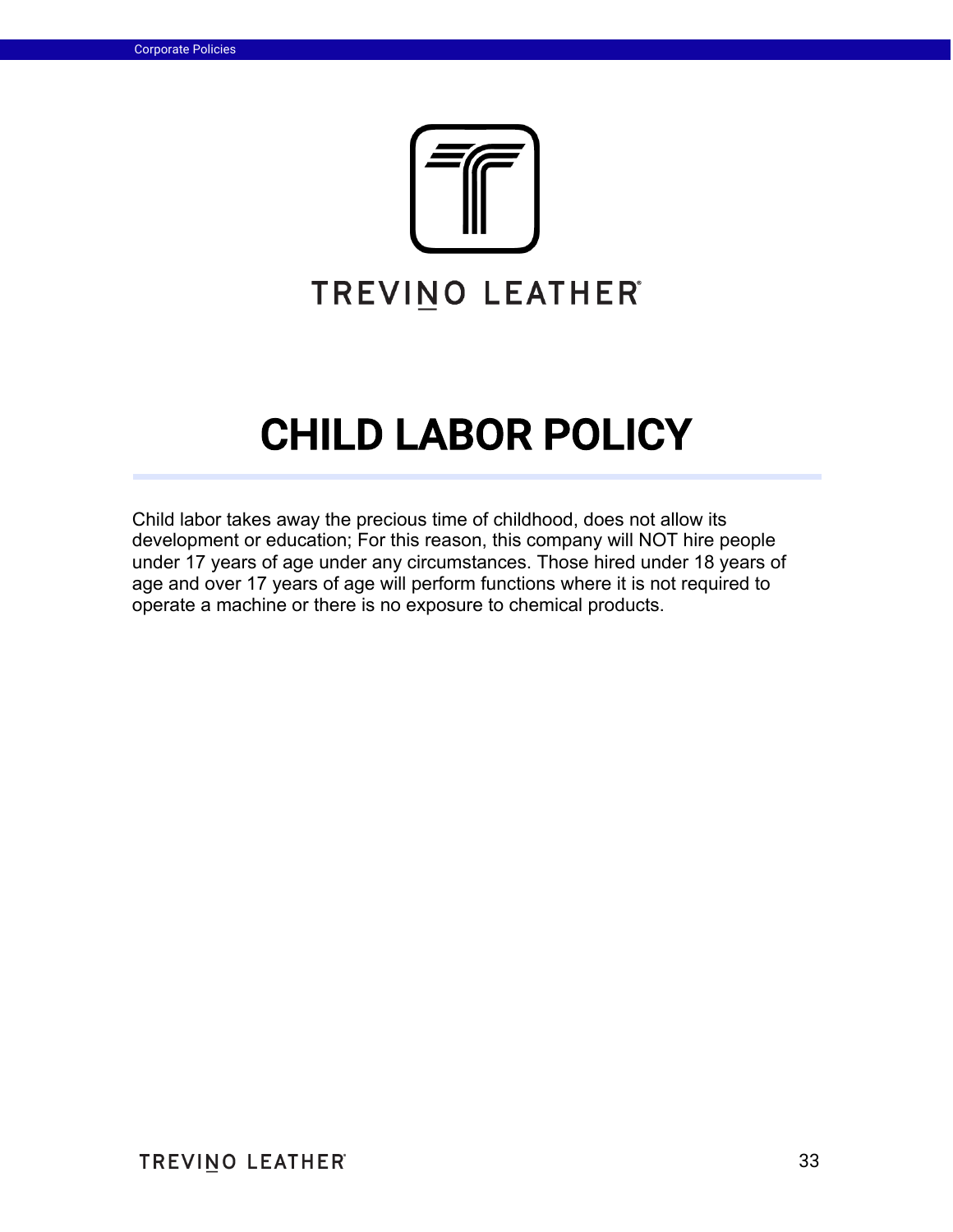TREVINO LEATHER

# CHILD LABOR POLICY

Child labor takes away the precious time of childhood, does not allow its development or education; For this reason, this company will NOT hire people under 17 years of age under any circumstances. Those hired under 18 years of age and over 17 years of age will perform functions where it is not required to operate a machine or there is no exposure to chemical products.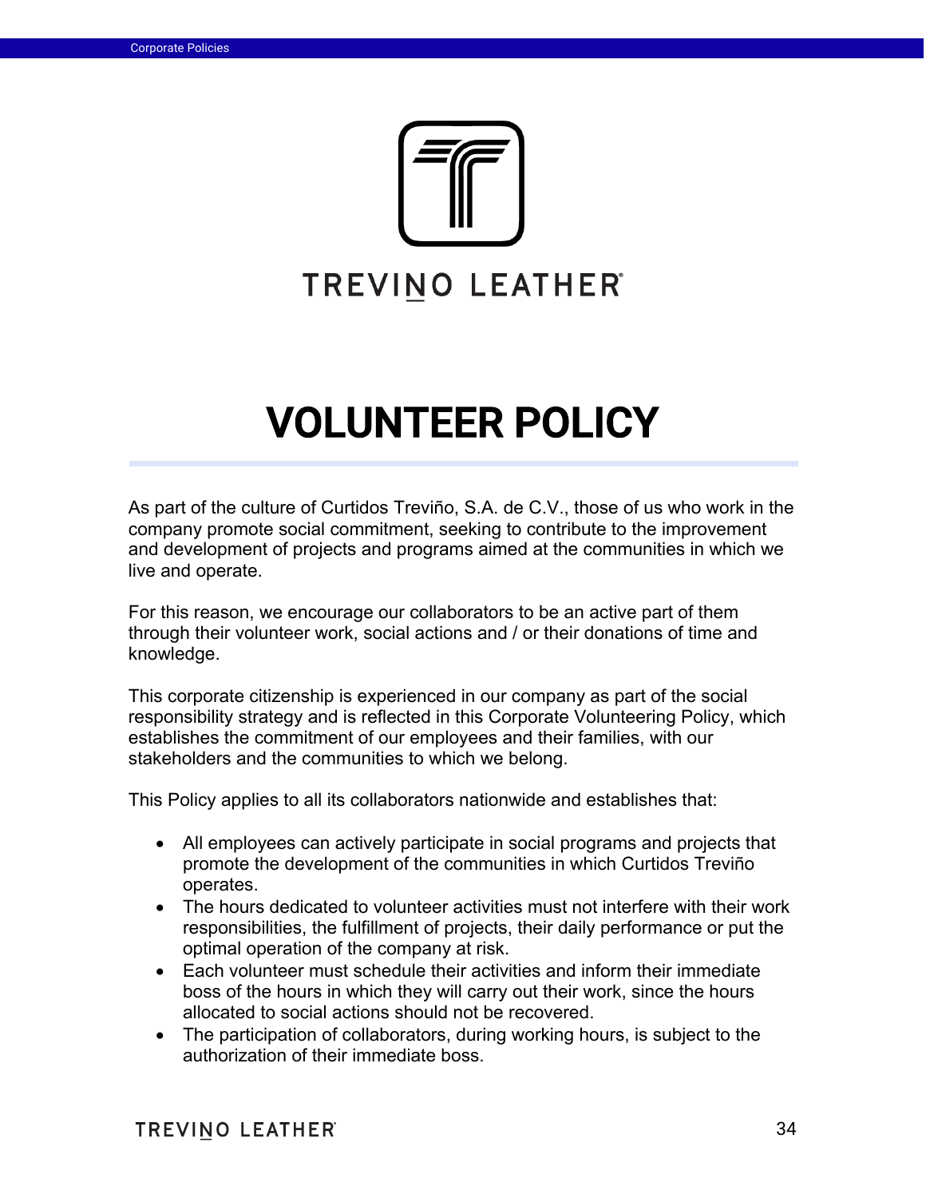TREVINO LEATHER®

# VOLUNTEER POLICY

As part of the culture of Curtidos Treviño, S.A. de C.V., those of us who work in the company promote social commitment, seeking to contribute to the improvement and development of projects and programs aimed at the communities in which we live and operate.

For this reason, we encourage our collaborators to be an active part of them through their volunteer work, social actions and / or their donations of time and knowledge.

This corporate citizenship is experienced in our company as part of the social responsibility strategy and is reflected in this Corporate Volunteering Policy, which establishes the commitment of our employees and their families, with our stakeholders and the communities to which we belong.

This Policy applies to all its collaborators nationwide and establishes that:

- All employees can actively participate in social programs and projects that promote the development of the communities in which Curtidos Treviño operates.
- The hours dedicated to volunteer activities must not interfere with their work responsibilities, the fulfillment of projects, their daily performance or put the optimal operation of the company at risk.
- Each volunteer must schedule their activities and inform their immediate boss of the hours in which they will carry out their work, since the hours allocated to social actions should not be recovered.
- The participation of collaborators, during working hours, is subject to the authorization of their immediate boss.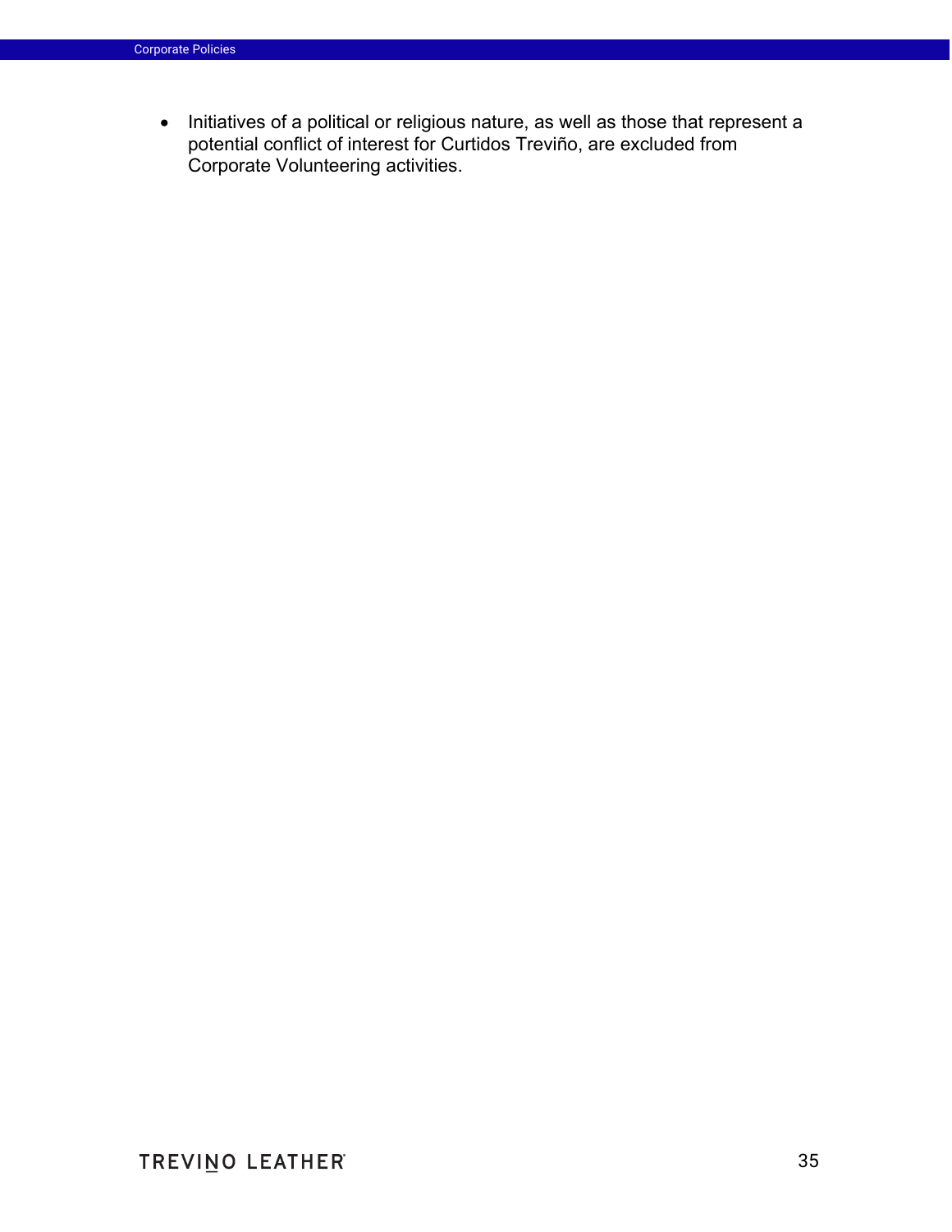- Initiatives of a political or religious nature, as well as those that represent a potential conflict of interest for Curtidos Treviño, are excluded from Corporate Volunteering activities.